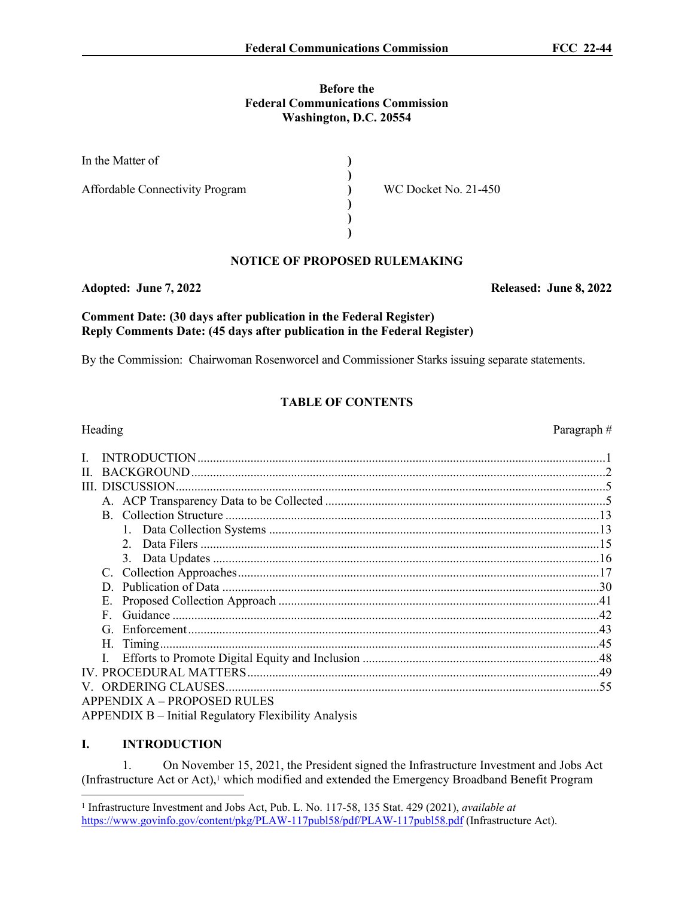**Before the**
**Federal Communications Commission**
**Washington, D.C. 20554**

| | | |
|---|---|---|
| In the Matter of | ) | |
| | ) | |
| Affordable Connectivity Program | ) | WC Docket No. 21-450 |
| | ) | |
| | ) | |
| | ) | |

# NOTICE OF PROPOSED RULEMAKING

**Adopted: June 7, 2022** **Released: June 8, 2022**

**Comment Date: (30 days after publication in the Federal Register)**
**Reply Comments Date: (45 days after publication in the Federal Register)**

By the Commission: Chairwoman Rosenworcel and Commissioner Starks issuing separate statements.

## TABLE OF CONTENTS

| Heading | Paragraph # |
|---|---|
| I. INTRODUCTION | 1 |
| II. BACKGROUND | 2 |
| III. DISCUSSION | 5 |
| A. ACP Transparency Data to be Collected | 5 |
| B. Collection Structure | 13 |
| 1. Data Collection Systems | 13 |
| 2. Data Filers | 15 |
| 3. Data Updates | 16 |
| C. Collection Approaches | 17 |
| D. Publication of Data | 30 |
| E. Proposed Collection Approach | 41 |
| F. Guidance | 42 |
| G. Enforcement | 43 |
| H. Timing | 45 |
| I. Efforts to Promote Digital Equity and Inclusion | 48 |
| IV. PROCEDURAL MATTERS | 49 |
| V. ORDERING CLAUSES | 55 |
| APPENDIX A – PROPOSED RULES | |
| APPENDIX B – Initial Regulatory Flexibility Analysis | |

## I. INTRODUCTION

1. On November 15, 2021, the President signed the Infrastructure Investment and Jobs Act (Infrastructure Act or Act),[1] which modified and extended the Emergency Broadband Benefit Program

[1] Infrastructure Investment and Jobs Act, Pub. L. No. 117-58, 135 Stat. 429 (2021), *available at* https://www.govinfo.gov/content/pkg/PLAW-117publ58/pdf/PLAW-117publ58.pdf (Infrastructure Act).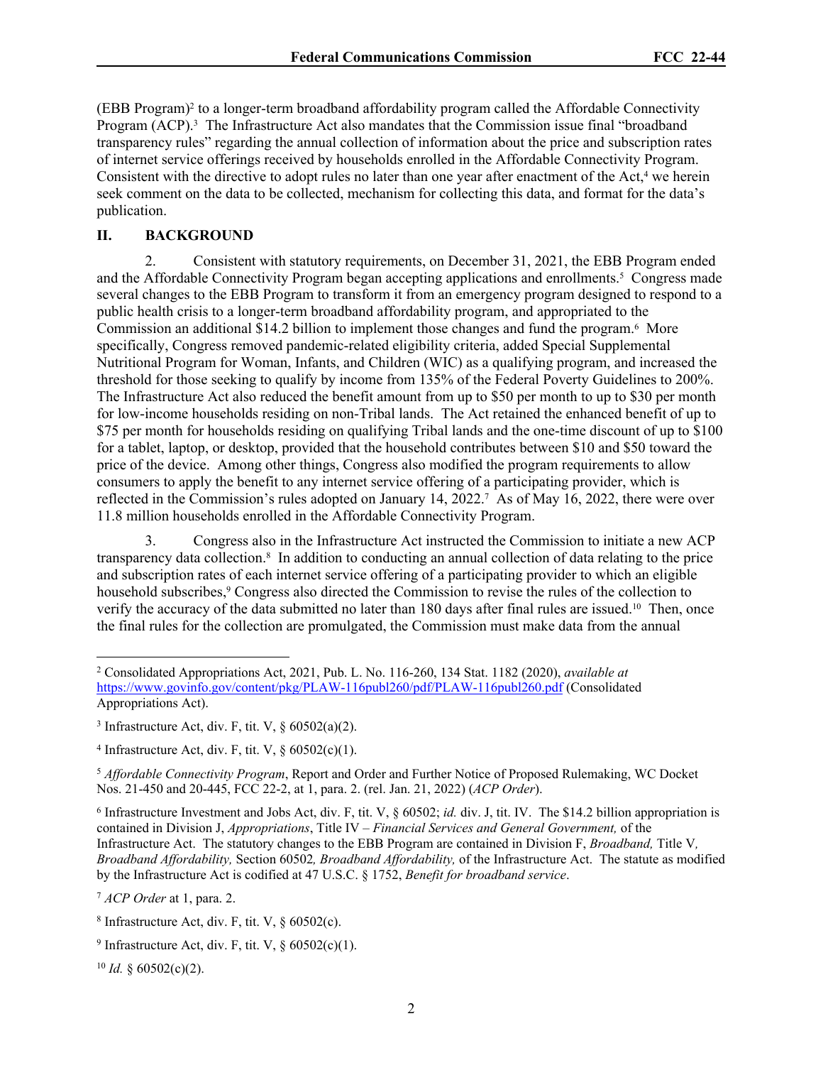(EBB Program)[2] to a longer-term broadband affordability program called the Affordable Connectivity Program (ACP).[3] The Infrastructure Act also mandates that the Commission issue final "broadband transparency rules" regarding the annual collection of information about the price and subscription rates of internet service offerings received by households enrolled in the Affordable Connectivity Program. Consistent with the directive to adopt rules no later than one year after enactment of the Act,[4] we herein seek comment on the data to be collected, mechanism for collecting this data, and format for the data's publication.

## II. BACKGROUND

2. Consistent with statutory requirements, on December 31, 2021, the EBB Program ended and the Affordable Connectivity Program began accepting applications and enrollments.[5] Congress made several changes to the EBB Program to transform it from an emergency program designed to respond to a public health crisis to a longer-term broadband affordability program, and appropriated to the Commission an additional $14.2 billion to implement those changes and fund the program.[6] More specifically, Congress removed pandemic-related eligibility criteria, added Special Supplemental Nutritional Program for Woman, Infants, and Children (WIC) as a qualifying program, and increased the threshold for those seeking to qualify by income from 135% of the Federal Poverty Guidelines to 200%. The Infrastructure Act also reduced the benefit amount from up to $50 per month to up to $30 per month for low-income households residing on non-Tribal lands. The Act retained the enhanced benefit of up to $75 per month for households residing on qualifying Tribal lands and the one-time discount of up to $100 for a tablet, laptop, or desktop, provided that the household contributes between $10 and $50 toward the price of the device. Among other things, Congress also modified the program requirements to allow consumers to apply the benefit to any internet service offering of a participating provider, which is reflected in the Commission's rules adopted on January 14, 2022.[7] As of May 16, 2022, there were over 11.8 million households enrolled in the Affordable Connectivity Program.

3. Congress also in the Infrastructure Act instructed the Commission to initiate a new ACP transparency data collection.[8] In addition to conducting an annual collection of data relating to the price and subscription rates of each internet service offering of a participating provider to which an eligible household subscribes,[9] Congress also directed the Commission to revise the rules of the collection to verify the accuracy of the data submitted no later than 180 days after final rules are issued.[10] Then, once the final rules for the collection are promulgated, the Commission must make data from the annual

---

[2] Consolidated Appropriations Act, 2021, Pub. L. No. 116-260, 134 Stat. 1182 (2020), *available at* https://www.govinfo.gov/content/pkg/PLAW-116publ260/pdf/PLAW-116publ260.pdf (Consolidated Appropriations Act).

[3] Infrastructure Act, div. F, tit. V, § 60502(a)(2).

[4] Infrastructure Act, div. F, tit. V, § 60502(c)(1).

[5] *Affordable Connectivity Program*, Report and Order and Further Notice of Proposed Rulemaking, WC Docket Nos. 21-450 and 20-445, FCC 22-2, at 1, para. 2. (rel. Jan. 21, 2022) (*ACP Order*).

[6] Infrastructure Investment and Jobs Act, div. F, tit. V, § 60502; *id.* div. J, tit. IV. The $14.2 billion appropriation is contained in Division J, *Appropriations*, Title IV – *Financial Services and General Government,* of the Infrastructure Act. The statutory changes to the EBB Program are contained in Division F, *Broadband,* Title V*, Broadband Affordability,* Section 60502*, Broadband Affordability,* of the Infrastructure Act. The statute as modified by the Infrastructure Act is codified at 47 U.S.C. § 1752, *Benefit for broadband service*.

[7] *ACP Order* at 1, para. 2.

[8] Infrastructure Act, div. F, tit. V, § 60502(c).

[9] Infrastructure Act, div. F, tit. V, § 60502(c)(1).

[10] *Id.* § 60502(c)(2).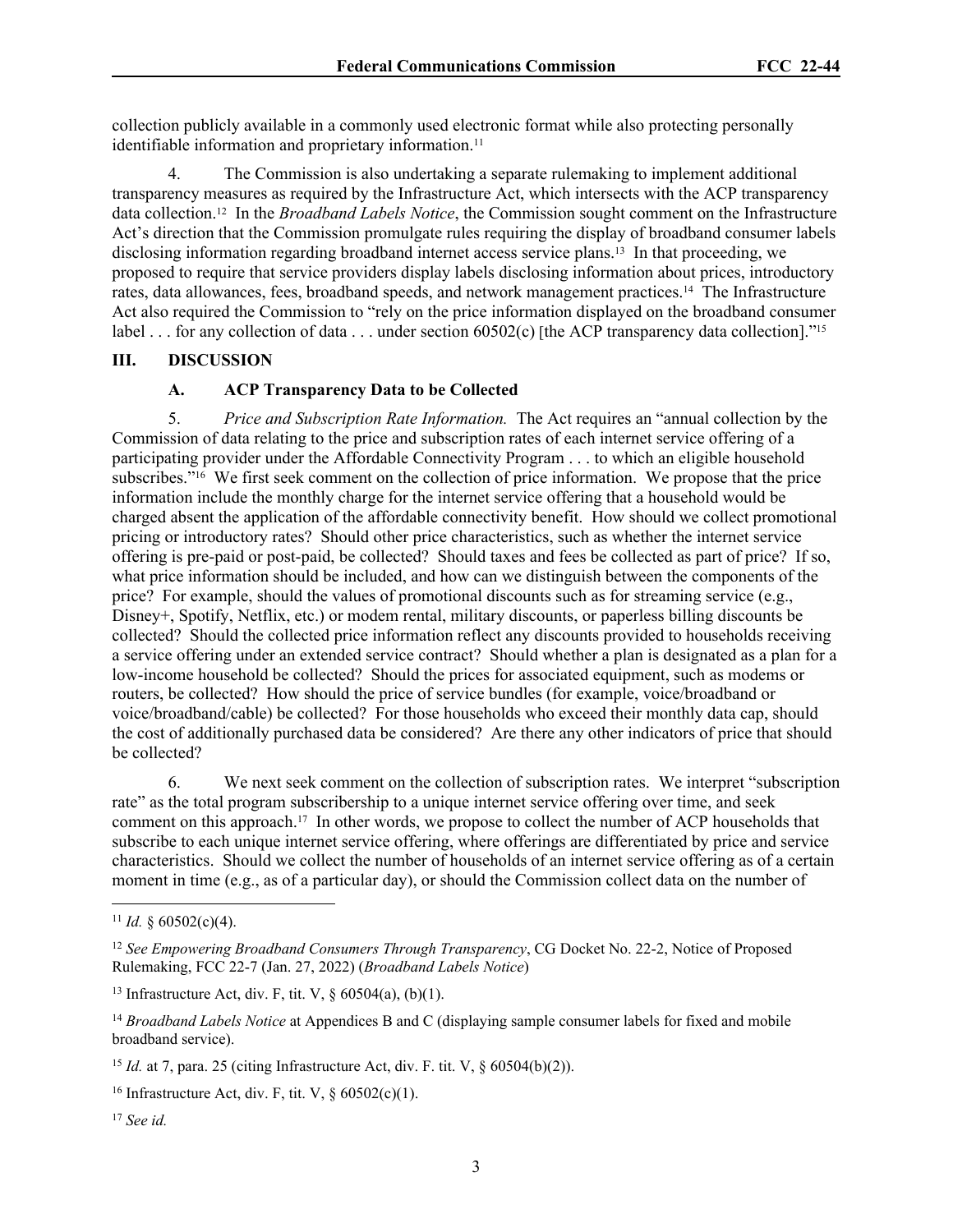collection publicly available in a commonly used electronic format while also protecting personally identifiable information and proprietary information.[11]

4. The Commission is also undertaking a separate rulemaking to implement additional transparency measures as required by the Infrastructure Act, which intersects with the ACP transparency data collection.[12] In the *Broadband Labels Notice*, the Commission sought comment on the Infrastructure Act's direction that the Commission promulgate rules requiring the display of broadband consumer labels disclosing information regarding broadband internet access service plans.[13] In that proceeding, we proposed to require that service providers display labels disclosing information about prices, introductory rates, data allowances, fees, broadband speeds, and network management practices.[14] The Infrastructure Act also required the Commission to "rely on the price information displayed on the broadband consumer label . . . for any collection of data . . . under section 60502(c) [the ACP transparency data collection]."[15]

## III. DISCUSSION

### A. ACP Transparency Data to be Collected

5. *Price and Subscription Rate Information.* The Act requires an "annual collection by the Commission of data relating to the price and subscription rates of each internet service offering of a participating provider under the Affordable Connectivity Program . . . to which an eligible household subscribes."[16] We first seek comment on the collection of price information. We propose that the price information include the monthly charge for the internet service offering that a household would be charged absent the application of the affordable connectivity benefit. How should we collect promotional pricing or introductory rates? Should other price characteristics, such as whether the internet service offering is pre-paid or post-paid, be collected? Should taxes and fees be collected as part of price? If so, what price information should be included, and how can we distinguish between the components of the price? For example, should the values of promotional discounts such as for streaming service (e.g., Disney+, Spotify, Netflix, etc.) or modem rental, military discounts, or paperless billing discounts be collected? Should the collected price information reflect any discounts provided to households receiving a service offering under an extended service contract? Should whether a plan is designated as a plan for a low-income household be collected? Should the prices for associated equipment, such as modems or routers, be collected? How should the price of service bundles (for example, voice/broadband or voice/broadband/cable) be collected? For those households who exceed their monthly data cap, should the cost of additionally purchased data be considered? Are there any other indicators of price that should be collected?

6. We next seek comment on the collection of subscription rates. We interpret "subscription rate" as the total program subscribership to a unique internet service offering over time, and seek comment on this approach.[17] In other words, we propose to collect the number of ACP households that subscribe to each unique internet service offering, where offerings are differentiated by price and service characteristics. Should we collect the number of households of an internet service offering as of a certain moment in time (e.g., as of a particular day), or should the Commission collect data on the number of

---

[11] *Id.* § 60502(c)(4).

[12] *See Empowering Broadband Consumers Through Transparency*, CG Docket No. 22-2, Notice of Proposed Rulemaking, FCC 22-7 (Jan. 27, 2022) (*Broadband Labels Notice*)

[13] Infrastructure Act, div. F, tit. V, § 60504(a), (b)(1).

[14] *Broadband Labels Notice* at Appendices B and C (displaying sample consumer labels for fixed and mobile broadband service).

[15] *Id.* at 7, para. 25 (citing Infrastructure Act, div. F. tit. V, § 60504(b)(2)).

[16] Infrastructure Act, div. F, tit. V, § 60502(c)(1).

[17] *See id.*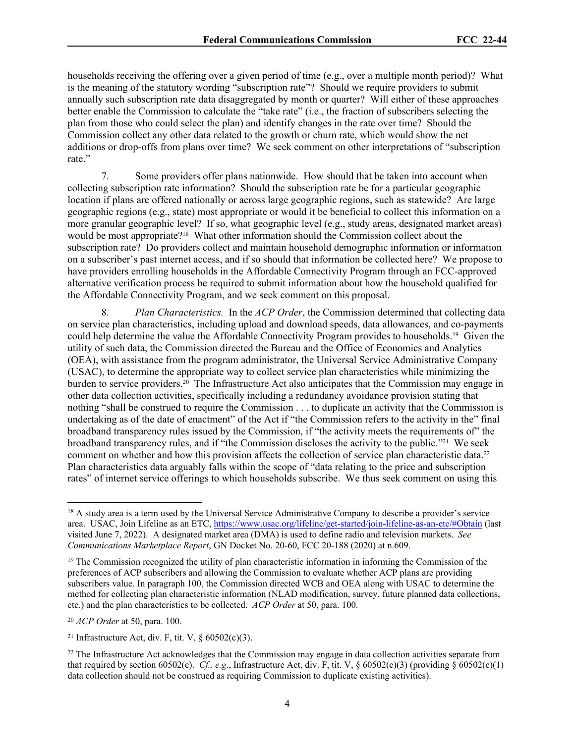households receiving the offering over a given period of time (e.g., over a multiple month period)? What is the meaning of the statutory wording "subscription rate"? Should we require providers to submit annually such subscription rate data disaggregated by month or quarter? Will either of these approaches better enable the Commission to calculate the "take rate" (i.e., the fraction of subscribers selecting the plan from those who could select the plan) and identify changes in the rate over time? Should the Commission collect any other data related to the growth or churn rate, which would show the net additions or drop-offs from plans over time? We seek comment on other interpretations of "subscription rate."

7. Some providers offer plans nationwide. How should that be taken into account when collecting subscription rate information? Should the subscription rate be for a particular geographic location if plans are offered nationally or across large geographic regions, such as statewide? Are large geographic regions (e.g., state) most appropriate or would it be beneficial to collect this information on a more granular geographic level? If so, what geographic level (e.g., study areas, designated market areas) would be most appropriate?[18] What other information should the Commission collect about the subscription rate? Do providers collect and maintain household demographic information or information on a subscriber's past internet access, and if so should that information be collected here? We propose to have providers enrolling households in the Affordable Connectivity Program through an FCC-approved alternative verification process be required to submit information about how the household qualified for the Affordable Connectivity Program, and we seek comment on this proposal.

8. *Plan Characteristics.* In the *ACP Order*, the Commission determined that collecting data on service plan characteristics, including upload and download speeds, data allowances, and co-payments could help determine the value the Affordable Connectivity Program provides to households.[19] Given the utility of such data, the Commission directed the Bureau and the Office of Economics and Analytics (OEA), with assistance from the program administrator, the Universal Service Administrative Company (USAC), to determine the appropriate way to collect service plan characteristics while minimizing the burden to service providers.[20] The Infrastructure Act also anticipates that the Commission may engage in other data collection activities, specifically including a redundancy avoidance provision stating that nothing "shall be construed to require the Commission . . . to duplicate an activity that the Commission is undertaking as of the date of enactment" of the Act if "the Commission refers to the activity in the" final broadband transparency rules issued by the Commission, if "the activity meets the requirements of" the broadband transparency rules, and if "the Commission discloses the activity to the public."[21] We seek comment on whether and how this provision affects the collection of service plan characteristic data.[22] Plan characteristics data arguably falls within the scope of "data relating to the price and subscription rates" of internet service offerings to which households subscribe. We thus seek comment on using this

---

[18] A study area is a term used by the Universal Service Administrative Company to describe a provider's service area. USAC, Join Lifeline as an ETC, https://www.usac.org/lifeline/get-started/join-lifeline-as-an-etc/#Obtain (last visited June 7, 2022). A designated market area (DMA) is used to define radio and television markets. *See Communications Marketplace Report*, GN Docket No. 20-60, FCC 20-188 (2020) at n.609.

[19] The Commission recognized the utility of plan characteristic information in informing the Commission of the preferences of ACP subscribers and allowing the Commission to evaluate whether ACP plans are providing subscribers value. In paragraph 100, the Commission directed WCB and OEA along with USAC to determine the method for collecting plan characteristic information (NLAD modification, survey, future planned data collections, etc.) and the plan characteristics to be collected. *ACP Order* at 50, para. 100.

[20] *ACP Order* at 50, para. 100.

[21] Infrastructure Act, div. F, tit. V, § 60502(c)(3).

[22] The Infrastructure Act acknowledges that the Commission may engage in data collection activities separate from that required by section 60502(c). *Cf., e.g.*, Infrastructure Act, div. F, tit. V, § 60502(c)(3) (providing § 60502(c)(1) data collection should not be construed as requiring Commission to duplicate existing activities).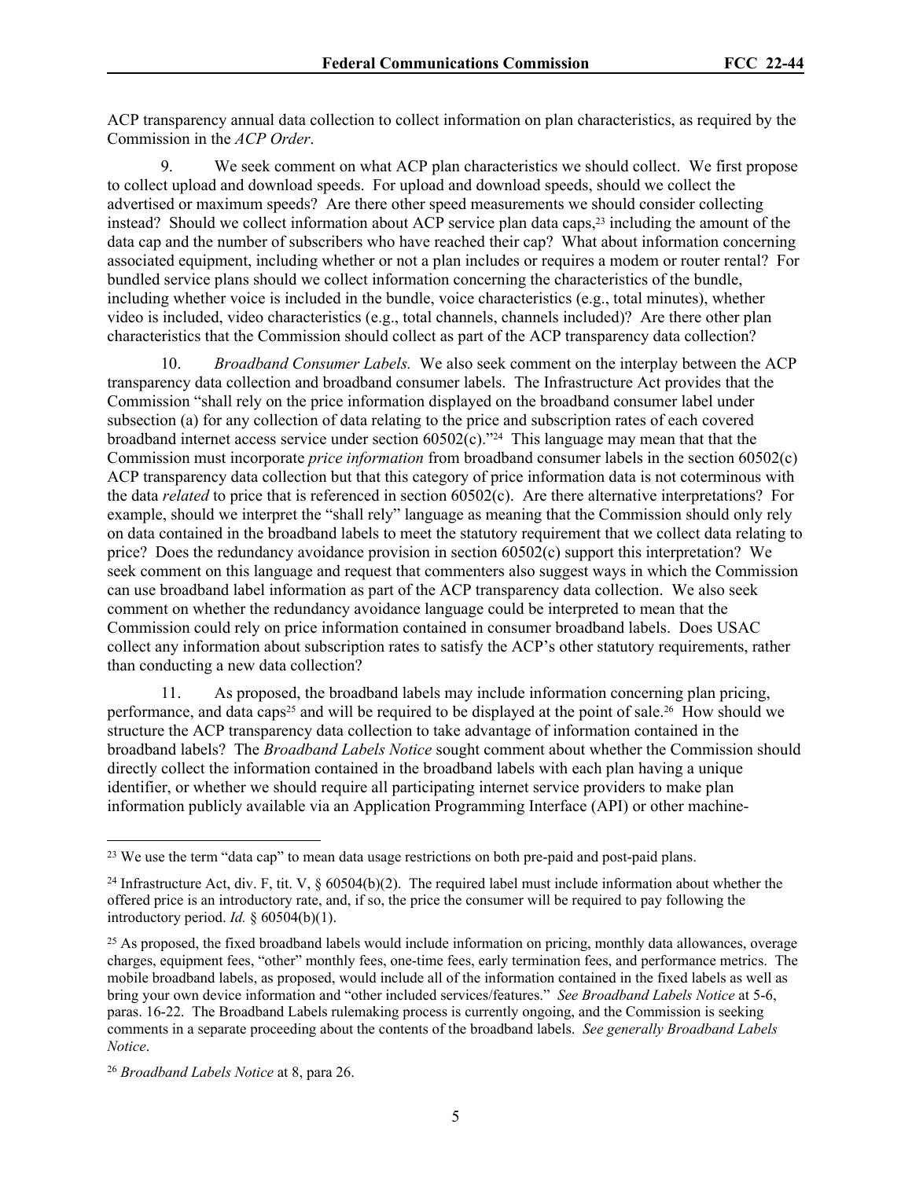ACP transparency annual data collection to collect information on plan characteristics, as required by the Commission in the *ACP Order*.

9. We seek comment on what ACP plan characteristics we should collect. We first propose to collect upload and download speeds. For upload and download speeds, should we collect the advertised or maximum speeds? Are there other speed measurements we should consider collecting instead? Should we collect information about ACP service plan data caps,[23] including the amount of the data cap and the number of subscribers who have reached their cap? What about information concerning associated equipment, including whether or not a plan includes or requires a modem or router rental? For bundled service plans should we collect information concerning the characteristics of the bundle, including whether voice is included in the bundle, voice characteristics (e.g., total minutes), whether video is included, video characteristics (e.g., total channels, channels included)? Are there other plan characteristics that the Commission should collect as part of the ACP transparency data collection?

10. *Broadband Consumer Labels.* We also seek comment on the interplay between the ACP transparency data collection and broadband consumer labels. The Infrastructure Act provides that the Commission "shall rely on the price information displayed on the broadband consumer label under subsection (a) for any collection of data relating to the price and subscription rates of each covered broadband internet access service under section 60502(c)."[24] This language may mean that that the Commission must incorporate *price information* from broadband consumer labels in the section 60502(c) ACP transparency data collection but that this category of price information data is not coterminous with the data *related* to price that is referenced in section 60502(c). Are there alternative interpretations? For example, should we interpret the "shall rely" language as meaning that the Commission should only rely on data contained in the broadband labels to meet the statutory requirement that we collect data relating to price? Does the redundancy avoidance provision in section 60502(c) support this interpretation? We seek comment on this language and request that commenters also suggest ways in which the Commission can use broadband label information as part of the ACP transparency data collection. We also seek comment on whether the redundancy avoidance language could be interpreted to mean that the Commission could rely on price information contained in consumer broadband labels. Does USAC collect any information about subscription rates to satisfy the ACP's other statutory requirements, rather than conducting a new data collection?

11. As proposed, the broadband labels may include information concerning plan pricing, performance, and data caps[25] and will be required to be displayed at the point of sale.[26] How should we structure the ACP transparency data collection to take advantage of information contained in the broadband labels? The *Broadband Labels Notice* sought comment about whether the Commission should directly collect the information contained in the broadband labels with each plan having a unique identifier, or whether we should require all participating internet service providers to make plan information publicly available via an Application Programming Interface (API) or other machine-

---

[23] We use the term "data cap" to mean data usage restrictions on both pre-paid and post-paid plans.

[24] Infrastructure Act, div. F, tit. V, § 60504(b)(2). The required label must include information about whether the offered price is an introductory rate, and, if so, the price the consumer will be required to pay following the introductory period. *Id.* § 60504(b)(1).

[25] As proposed, the fixed broadband labels would include information on pricing, monthly data allowances, overage charges, equipment fees, "other" monthly fees, one-time fees, early termination fees, and performance metrics. The mobile broadband labels, as proposed, would include all of the information contained in the fixed labels as well as bring your own device information and "other included services/features." *See Broadband Labels Notice* at 5-6, paras. 16-22. The Broadband Labels rulemaking process is currently ongoing, and the Commission is seeking comments in a separate proceeding about the contents of the broadband labels. *See generally Broadband Labels Notice*.

[26] *Broadband Labels Notice* at 8, para 26.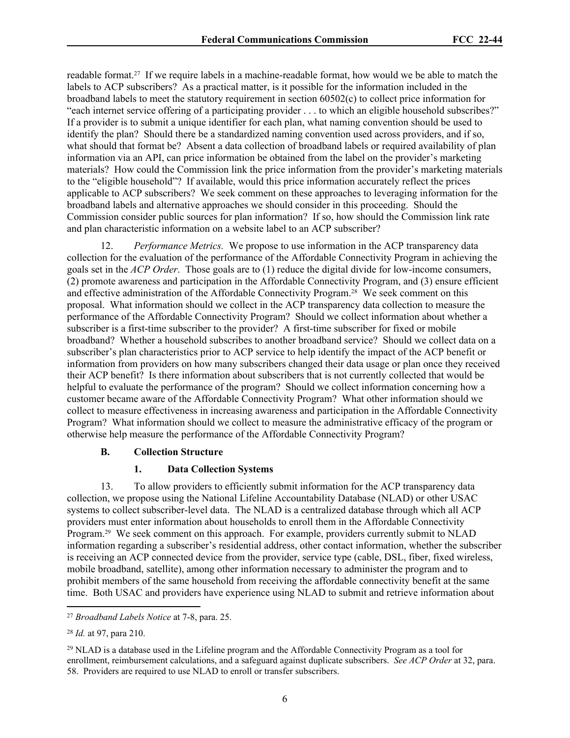readable format.[27] If we require labels in a machine-readable format, how would we be able to match the labels to ACP subscribers? As a practical matter, is it possible for the information included in the broadband labels to meet the statutory requirement in section 60502(c) to collect price information for "each internet service offering of a participating provider . . . to which an eligible household subscribes?" If a provider is to submit a unique identifier for each plan, what naming convention should be used to identify the plan? Should there be a standardized naming convention used across providers, and if so, what should that format be? Absent a data collection of broadband labels or required availability of plan information via an API, can price information be obtained from the label on the provider's marketing materials? How could the Commission link the price information from the provider's marketing materials to the "eligible household"? If available, would this price information accurately reflect the prices applicable to ACP subscribers? We seek comment on these approaches to leveraging information for the broadband labels and alternative approaches we should consider in this proceeding. Should the Commission consider public sources for plan information? If so, how should the Commission link rate and plan characteristic information on a website label to an ACP subscriber?

12. *Performance Metrics.* We propose to use information in the ACP transparency data collection for the evaluation of the performance of the Affordable Connectivity Program in achieving the goals set in the *ACP Order*. Those goals are to (1) reduce the digital divide for low-income consumers, (2) promote awareness and participation in the Affordable Connectivity Program, and (3) ensure efficient and effective administration of the Affordable Connectivity Program.[28] We seek comment on this proposal. What information should we collect in the ACP transparency data collection to measure the performance of the Affordable Connectivity Program? Should we collect information about whether a subscriber is a first-time subscriber to the provider? A first-time subscriber for fixed or mobile broadband? Whether a household subscribes to another broadband service? Should we collect data on a subscriber's plan characteristics prior to ACP service to help identify the impact of the ACP benefit or information from providers on how many subscribers changed their data usage or plan once they received their ACP benefit? Is there information about subscribers that is not currently collected that would be helpful to evaluate the performance of the program? Should we collect information concerning how a customer became aware of the Affordable Connectivity Program? What other information should we collect to measure effectiveness in increasing awareness and participation in the Affordable Connectivity Program? What information should we collect to measure the administrative efficacy of the program or otherwise help measure the performance of the Affordable Connectivity Program?

### B. Collection Structure

#### 1. Data Collection Systems

13. To allow providers to efficiently submit information for the ACP transparency data collection, we propose using the National Lifeline Accountability Database (NLAD) or other USAC systems to collect subscriber-level data. The NLAD is a centralized database through which all ACP providers must enter information about households to enroll them in the Affordable Connectivity Program.[29] We seek comment on this approach. For example, providers currently submit to NLAD information regarding a subscriber's residential address, other contact information, whether the subscriber is receiving an ACP connected device from the provider, service type (cable, DSL, fiber, fixed wireless, mobile broadband, satellite), among other information necessary to administer the program and to prohibit members of the same household from receiving the affordable connectivity benefit at the same time. Both USAC and providers have experience using NLAD to submit and retrieve information about

---

[27] *Broadband Labels Notice* at 7-8, para. 25.

[28] *Id.* at 97, para 210.

[29] NLAD is a database used in the Lifeline program and the Affordable Connectivity Program as a tool for enrollment, reimbursement calculations, and a safeguard against duplicate subscribers. *See ACP Order* at 32, para. 58. Providers are required to use NLAD to enroll or transfer subscribers.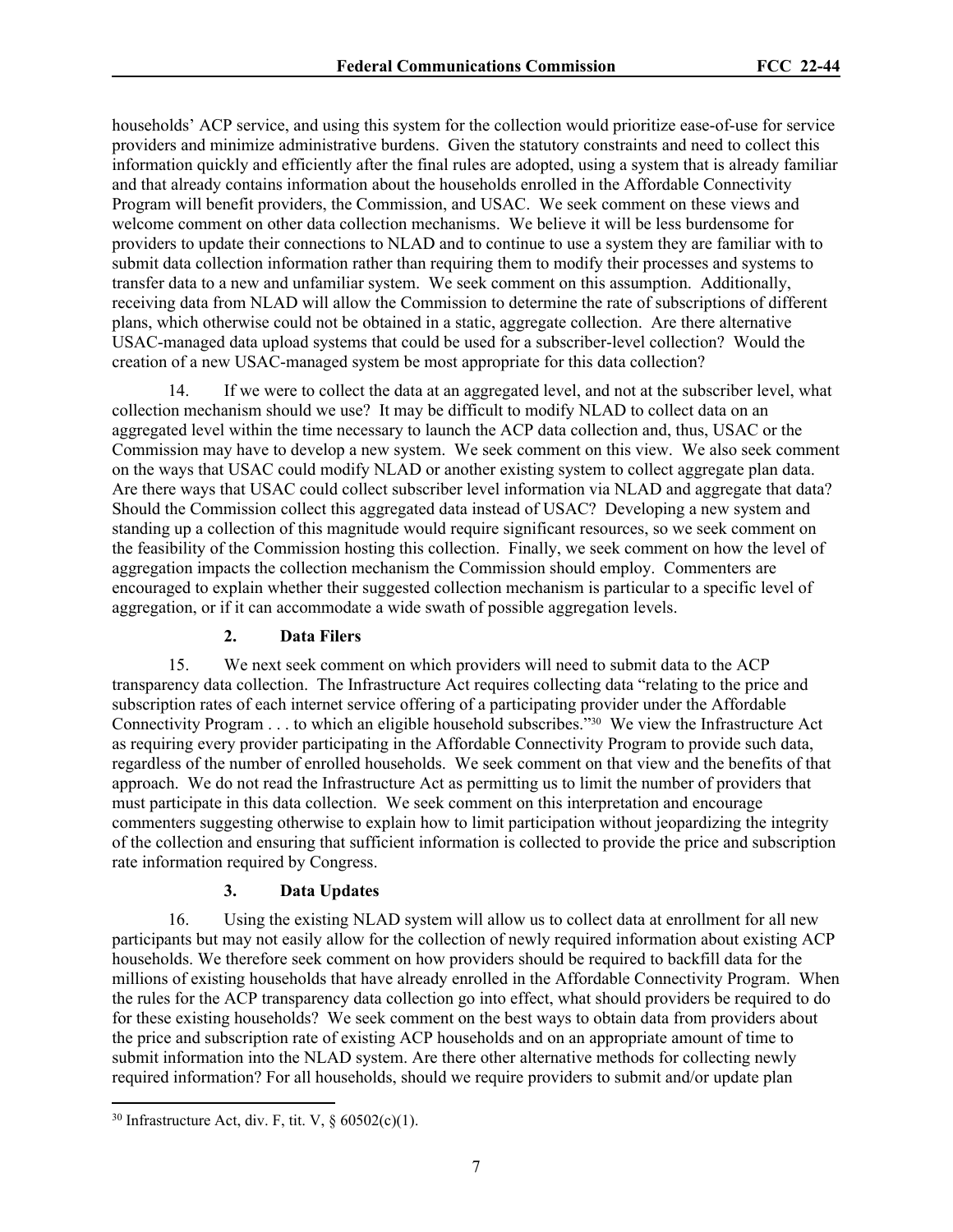households' ACP service, and using this system for the collection would prioritize ease-of-use for service providers and minimize administrative burdens. Given the statutory constraints and need to collect this information quickly and efficiently after the final rules are adopted, using a system that is already familiar and that already contains information about the households enrolled in the Affordable Connectivity Program will benefit providers, the Commission, and USAC. We seek comment on these views and welcome comment on other data collection mechanisms. We believe it will be less burdensome for providers to update their connections to NLAD and to continue to use a system they are familiar with to submit data collection information rather than requiring them to modify their processes and systems to transfer data to a new and unfamiliar system. We seek comment on this assumption. Additionally, receiving data from NLAD will allow the Commission to determine the rate of subscriptions of different plans, which otherwise could not be obtained in a static, aggregate collection. Are there alternative USAC-managed data upload systems that could be used for a subscriber-level collection? Would the creation of a new USAC-managed system be most appropriate for this data collection?

14. If we were to collect the data at an aggregated level, and not at the subscriber level, what collection mechanism should we use? It may be difficult to modify NLAD to collect data on an aggregated level within the time necessary to launch the ACP data collection and, thus, USAC or the Commission may have to develop a new system. We seek comment on this view. We also seek comment on the ways that USAC could modify NLAD or another existing system to collect aggregate plan data. Are there ways that USAC could collect subscriber level information via NLAD and aggregate that data? Should the Commission collect this aggregated data instead of USAC? Developing a new system and standing up a collection of this magnitude would require significant resources, so we seek comment on the feasibility of the Commission hosting this collection. Finally, we seek comment on how the level of aggregation impacts the collection mechanism the Commission should employ. Commenters are encouraged to explain whether their suggested collection mechanism is particular to a specific level of aggregation, or if it can accommodate a wide swath of possible aggregation levels.

### 2. Data Filers

15. We next seek comment on which providers will need to submit data to the ACP transparency data collection. The Infrastructure Act requires collecting data "relating to the price and subscription rates of each internet service offering of a participating provider under the Affordable Connectivity Program . . . to which an eligible household subscribes."[30] We view the Infrastructure Act as requiring every provider participating in the Affordable Connectivity Program to provide such data, regardless of the number of enrolled households. We seek comment on that view and the benefits of that approach. We do not read the Infrastructure Act as permitting us to limit the number of providers that must participate in this data collection. We seek comment on this interpretation and encourage commenters suggesting otherwise to explain how to limit participation without jeopardizing the integrity of the collection and ensuring that sufficient information is collected to provide the price and subscription rate information required by Congress.

### 3. Data Updates

16. Using the existing NLAD system will allow us to collect data at enrollment for all new participants but may not easily allow for the collection of newly required information about existing ACP households. We therefore seek comment on how providers should be required to backfill data for the millions of existing households that have already enrolled in the Affordable Connectivity Program. When the rules for the ACP transparency data collection go into effect, what should providers be required to do for these existing households? We seek comment on the best ways to obtain data from providers about the price and subscription rate of existing ACP households and on an appropriate amount of time to submit information into the NLAD system. Are there other alternative methods for collecting newly required information? For all households, should we require providers to submit and/or update plan

[30] Infrastructure Act, div. F, tit. V, § 60502(c)(1).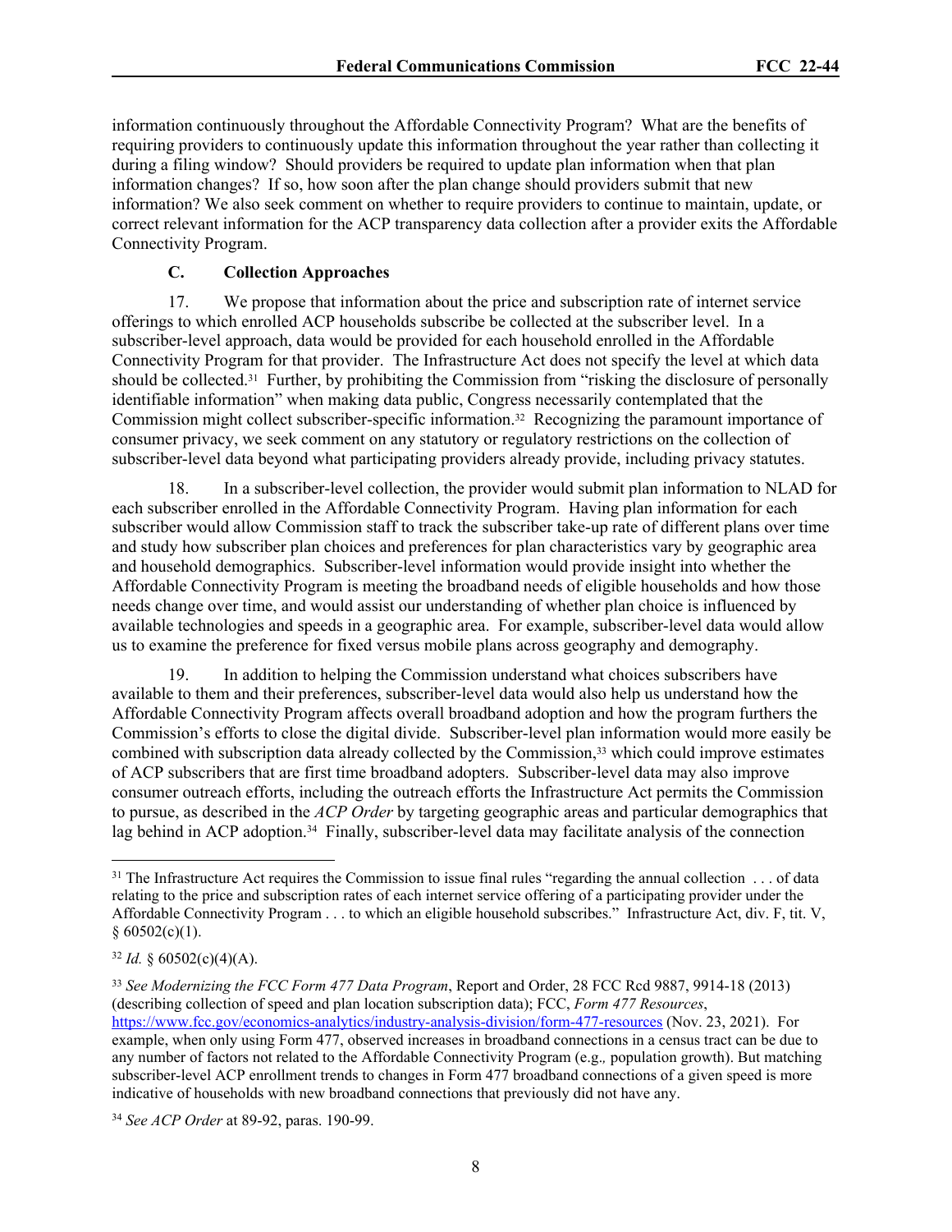information continuously throughout the Affordable Connectivity Program? What are the benefits of requiring providers to continuously update this information throughout the year rather than collecting it during a filing window? Should providers be required to update plan information when that plan information changes? If so, how soon after the plan change should providers submit that new information? We also seek comment on whether to require providers to continue to maintain, update, or correct relevant information for the ACP transparency data collection after a provider exits the Affordable Connectivity Program.

### C. Collection Approaches

17. We propose that information about the price and subscription rate of internet service offerings to which enrolled ACP households subscribe be collected at the subscriber level. In a subscriber-level approach, data would be provided for each household enrolled in the Affordable Connectivity Program for that provider. The Infrastructure Act does not specify the level at which data should be collected.[31] Further, by prohibiting the Commission from "risking the disclosure of personally identifiable information" when making data public, Congress necessarily contemplated that the Commission might collect subscriber-specific information.[32] Recognizing the paramount importance of consumer privacy, we seek comment on any statutory or regulatory restrictions on the collection of subscriber-level data beyond what participating providers already provide, including privacy statutes.

18. In a subscriber-level collection, the provider would submit plan information to NLAD for each subscriber enrolled in the Affordable Connectivity Program. Having plan information for each subscriber would allow Commission staff to track the subscriber take-up rate of different plans over time and study how subscriber plan choices and preferences for plan characteristics vary by geographic area and household demographics. Subscriber-level information would provide insight into whether the Affordable Connectivity Program is meeting the broadband needs of eligible households and how those needs change over time, and would assist our understanding of whether plan choice is influenced by available technologies and speeds in a geographic area. For example, subscriber-level data would allow us to examine the preference for fixed versus mobile plans across geography and demography.

19. In addition to helping the Commission understand what choices subscribers have available to them and their preferences, subscriber-level data would also help us understand how the Affordable Connectivity Program affects overall broadband adoption and how the program furthers the Commission's efforts to close the digital divide. Subscriber-level plan information would more easily be combined with subscription data already collected by the Commission,[33] which could improve estimates of ACP subscribers that are first time broadband adopters. Subscriber-level data may also improve consumer outreach efforts, including the outreach efforts the Infrastructure Act permits the Commission to pursue, as described in the *ACP Order* by targeting geographic areas and particular demographics that lag behind in ACP adoption.[34] Finally, subscriber-level data may facilitate analysis of the connection

---

[31] The Infrastructure Act requires the Commission to issue final rules "regarding the annual collection . . . of data relating to the price and subscription rates of each internet service offering of a participating provider under the Affordable Connectivity Program . . . to which an eligible household subscribes." Infrastructure Act, div. F, tit. V, § 60502(c)(1).

[32] *Id.* § 60502(c)(4)(A).

[33] *See Modernizing the FCC Form 477 Data Program*, Report and Order, 28 FCC Rcd 9887, 9914-18 (2013) (describing collection of speed and plan location subscription data); FCC, *Form 477 Resources*, https://www.fcc.gov/economics-analytics/industry-analysis-division/form-477-resources (Nov. 23, 2021). For example, when only using Form 477, observed increases in broadband connections in a census tract can be due to any number of factors not related to the Affordable Connectivity Program (e.g., population growth). But matching subscriber-level ACP enrollment trends to changes in Form 477 broadband connections of a given speed is more indicative of households with new broadband connections that previously did not have any.

[34] *See ACP Order* at 89-92, paras. 190-99.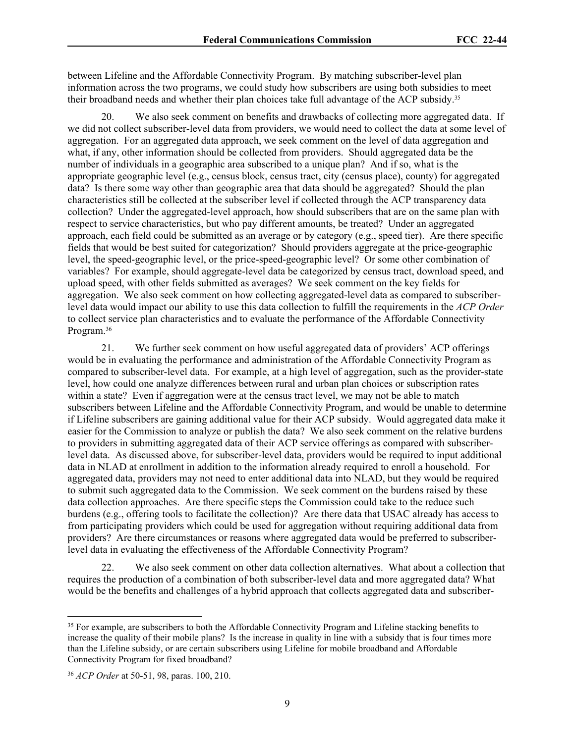between Lifeline and the Affordable Connectivity Program. By matching subscriber-level plan information across the two programs, we could study how subscribers are using both subsidies to meet their broadband needs and whether their plan choices take full advantage of the ACP subsidy.[35]

20. We also seek comment on benefits and drawbacks of collecting more aggregated data. If we did not collect subscriber-level data from providers, we would need to collect the data at some level of aggregation. For an aggregated data approach, we seek comment on the level of data aggregation and what, if any, other information should be collected from providers. Should aggregated data be the number of individuals in a geographic area subscribed to a unique plan? And if so, what is the appropriate geographic level (e.g., census block, census tract, city (census place), county) for aggregated data? Is there some way other than geographic area that data should be aggregated? Should the plan characteristics still be collected at the subscriber level if collected through the ACP transparency data collection? Under the aggregated-level approach, how should subscribers that are on the same plan with respect to service characteristics, but who pay different amounts, be treated? Under an aggregated approach, each field could be submitted as an average or by category (e.g., speed tier). Are there specific fields that would be best suited for categorization? Should providers aggregate at the price-geographic level, the speed-geographic level, or the price-speed-geographic level? Or some other combination of variables? For example, should aggregate-level data be categorized by census tract, download speed, and upload speed, with other fields submitted as averages? We seek comment on the key fields for aggregation. We also seek comment on how collecting aggregated-level data as compared to subscriber-level data would impact our ability to use this data collection to fulfill the requirements in the *ACP Order* to collect service plan characteristics and to evaluate the performance of the Affordable Connectivity Program.[36]

21. We further seek comment on how useful aggregated data of providers' ACP offerings would be in evaluating the performance and administration of the Affordable Connectivity Program as compared to subscriber-level data. For example, at a high level of aggregation, such as the provider-state level, how could one analyze differences between rural and urban plan choices or subscription rates within a state? Even if aggregation were at the census tract level, we may not be able to match subscribers between Lifeline and the Affordable Connectivity Program, and would be unable to determine if Lifeline subscribers are gaining additional value for their ACP subsidy. Would aggregated data make it easier for the Commission to analyze or publish the data? We also seek comment on the relative burdens to providers in submitting aggregated data of their ACP service offerings as compared with subscriber-level data. As discussed above, for subscriber-level data, providers would be required to input additional data in NLAD at enrollment in addition to the information already required to enroll a household. For aggregated data, providers may not need to enter additional data into NLAD, but they would be required to submit such aggregated data to the Commission. We seek comment on the burdens raised by these data collection approaches. Are there specific steps the Commission could take to the reduce such burdens (e.g., offering tools to facilitate the collection)? Are there data that USAC already has access to from participating providers which could be used for aggregation without requiring additional data from providers? Are there circumstances or reasons where aggregated data would be preferred to subscriber-level data in evaluating the effectiveness of the Affordable Connectivity Program?

22. We also seek comment on other data collection alternatives. What about a collection that requires the production of a combination of both subscriber-level data and more aggregated data? What would be the benefits and challenges of a hybrid approach that collects aggregated data and subscriber-

---

[35] For example, are subscribers to both the Affordable Connectivity Program and Lifeline stacking benefits to increase the quality of their mobile plans? Is the increase in quality in line with a subsidy that is four times more than the Lifeline subsidy, or are certain subscribers using Lifeline for mobile broadband and Affordable Connectivity Program for fixed broadband?

[36] *ACP Order* at 50-51, 98, paras. 100, 210.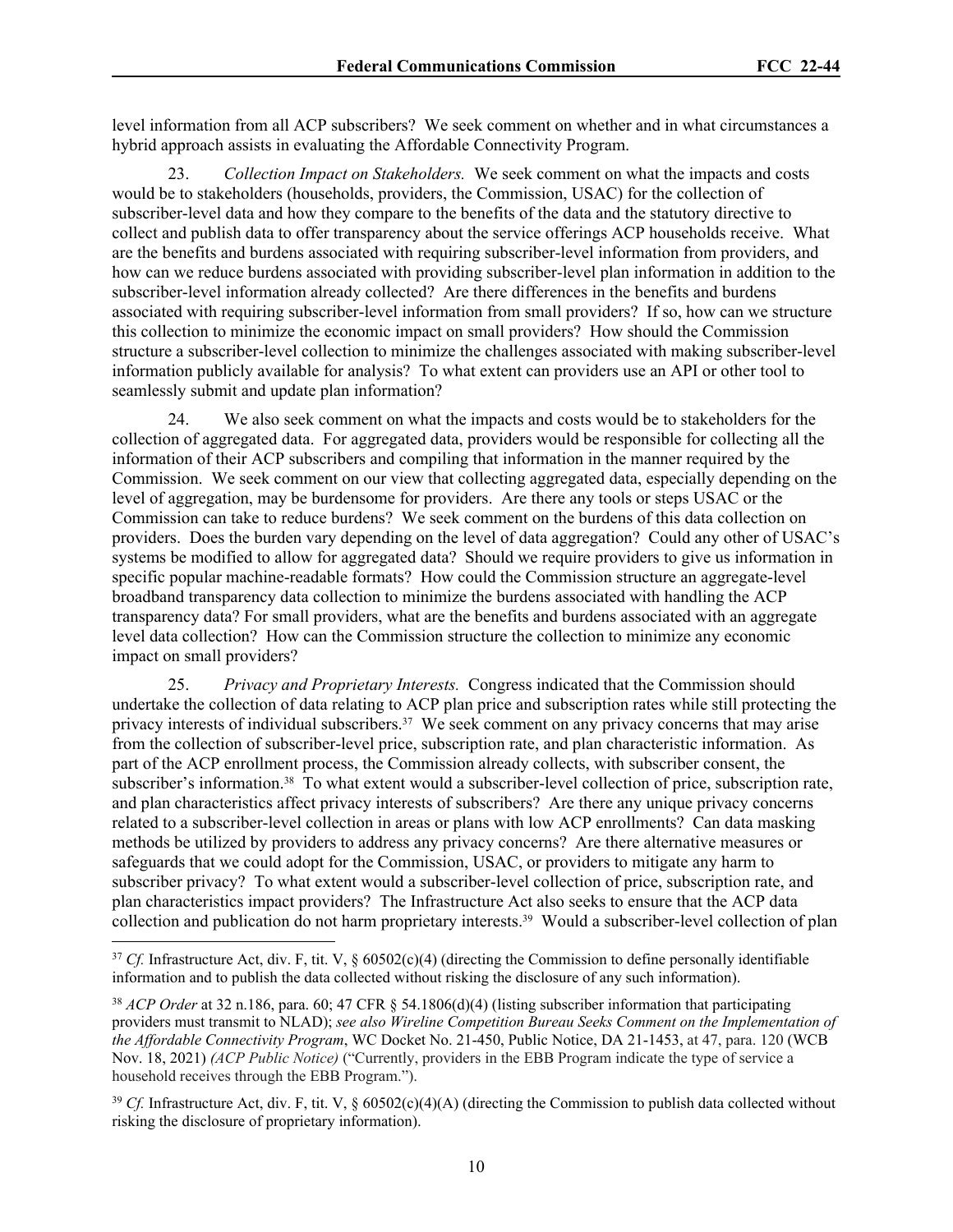level information from all ACP subscribers? We seek comment on whether and in what circumstances a hybrid approach assists in evaluating the Affordable Connectivity Program.

23. *Collection Impact on Stakeholders.* We seek comment on what the impacts and costs would be to stakeholders (households, providers, the Commission, USAC) for the collection of subscriber-level data and how they compare to the benefits of the data and the statutory directive to collect and publish data to offer transparency about the service offerings ACP households receive. What are the benefits and burdens associated with requiring subscriber-level information from providers, and how can we reduce burdens associated with providing subscriber-level plan information in addition to the subscriber-level information already collected? Are there differences in the benefits and burdens associated with requiring subscriber-level information from small providers? If so, how can we structure this collection to minimize the economic impact on small providers? How should the Commission structure a subscriber-level collection to minimize the challenges associated with making subscriber-level information publicly available for analysis? To what extent can providers use an API or other tool to seamlessly submit and update plan information?

24. We also seek comment on what the impacts and costs would be to stakeholders for the collection of aggregated data. For aggregated data, providers would be responsible for collecting all the information of their ACP subscribers and compiling that information in the manner required by the Commission. We seek comment on our view that collecting aggregated data, especially depending on the level of aggregation, may be burdensome for providers. Are there any tools or steps USAC or the Commission can take to reduce burdens? We seek comment on the burdens of this data collection on providers. Does the burden vary depending on the level of data aggregation? Could any other of USAC's systems be modified to allow for aggregated data? Should we require providers to give us information in specific popular machine-readable formats? How could the Commission structure an aggregate-level broadband transparency data collection to minimize the burdens associated with handling the ACP transparency data? For small providers, what are the benefits and burdens associated with an aggregate level data collection? How can the Commission structure the collection to minimize any economic impact on small providers?

25. *Privacy and Proprietary Interests.* Congress indicated that the Commission should undertake the collection of data relating to ACP plan price and subscription rates while still protecting the privacy interests of individual subscribers.[37] We seek comment on any privacy concerns that may arise from the collection of subscriber-level price, subscription rate, and plan characteristic information. As part of the ACP enrollment process, the Commission already collects, with subscriber consent, the subscriber's information.[38] To what extent would a subscriber-level collection of price, subscription rate, and plan characteristics affect privacy interests of subscribers? Are there any unique privacy concerns related to a subscriber-level collection in areas or plans with low ACP enrollments? Can data masking methods be utilized by providers to address any privacy concerns? Are there alternative measures or safeguards that we could adopt for the Commission, USAC, or providers to mitigate any harm to subscriber privacy? To what extent would a subscriber-level collection of price, subscription rate, and plan characteristics impact providers? The Infrastructure Act also seeks to ensure that the ACP data collection and publication do not harm proprietary interests.[39] Would a subscriber-level collection of plan

---

[37] *Cf.* Infrastructure Act, div. F, tit. V, § 60502(c)(4) (directing the Commission to define personally identifiable information and to publish the data collected without risking the disclosure of any such information).

[38] *ACP Order* at 32 n.186, para. 60; 47 CFR § 54.1806(d)(4) (listing subscriber information that participating providers must transmit to NLAD); *see also Wireline Competition Bureau Seeks Comment on the Implementation of the Affordable Connectivity Program*, WC Docket No. 21-450, Public Notice, DA 21-1453, at 47, para. 120 (WCB Nov. 18, 2021) *(ACP Public Notice)* ("Currently, providers in the EBB Program indicate the type of service a household receives through the EBB Program.").

[39] *Cf.* Infrastructure Act, div. F, tit. V, § 60502(c)(4)(A) (directing the Commission to publish data collected without risking the disclosure of proprietary information).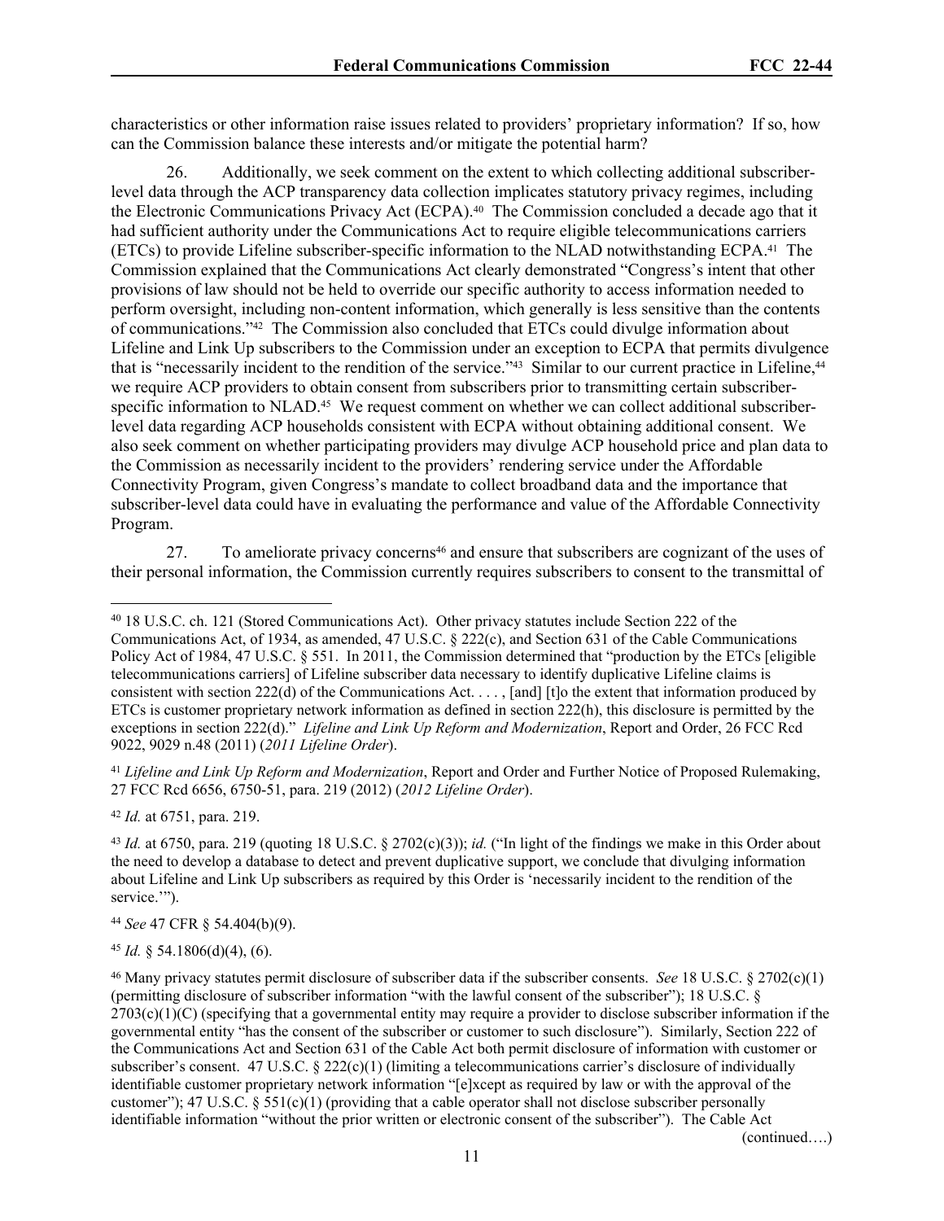characteristics or other information raise issues related to providers' proprietary information? If so, how can the Commission balance these interests and/or mitigate the potential harm?

26. Additionally, we seek comment on the extent to which collecting additional subscriber-level data through the ACP transparency data collection implicates statutory privacy regimes, including the Electronic Communications Privacy Act (ECPA).[40] The Commission concluded a decade ago that it had sufficient authority under the Communications Act to require eligible telecommunications carriers (ETCs) to provide Lifeline subscriber-specific information to the NLAD notwithstanding ECPA.[41] The Commission explained that the Communications Act clearly demonstrated "Congress's intent that other provisions of law should not be held to override our specific authority to access information needed to perform oversight, including non-content information, which generally is less sensitive than the contents of communications."[42] The Commission also concluded that ETCs could divulge information about Lifeline and Link Up subscribers to the Commission under an exception to ECPA that permits divulgence that is "necessarily incident to the rendition of the service."[43] Similar to our current practice in Lifeline,[44] we require ACP providers to obtain consent from subscribers prior to transmitting certain subscriber-specific information to NLAD.[45] We request comment on whether we can collect additional subscriber-level data regarding ACP households consistent with ECPA without obtaining additional consent. We also seek comment on whether participating providers may divulge ACP household price and plan data to the Commission as necessarily incident to the providers' rendering service under the Affordable Connectivity Program, given Congress's mandate to collect broadband data and the importance that subscriber-level data could have in evaluating the performance and value of the Affordable Connectivity Program.

27. To ameliorate privacy concerns[46] and ensure that subscribers are cognizant of the uses of their personal information, the Commission currently requires subscribers to consent to the transmittal of

---

[40] 18 U.S.C. ch. 121 (Stored Communications Act). Other privacy statutes include Section 222 of the Communications Act, of 1934, as amended, 47 U.S.C. § 222(c), and Section 631 of the Cable Communications Policy Act of 1984, 47 U.S.C. § 551. In 2011, the Commission determined that "production by the ETCs [eligible telecommunications carriers] of Lifeline subscriber data necessary to identify duplicative Lifeline claims is consistent with section 222(d) of the Communications Act. . . . , [and] [t]o the extent that information produced by ETCs is customer proprietary network information as defined in section 222(h), this disclosure is permitted by the exceptions in section 222(d)." *Lifeline and Link Up Reform and Modernization*, Report and Order, 26 FCC Rcd 9022, 9029 n.48 (2011) (*2011 Lifeline Order*).

[41] *Lifeline and Link Up Reform and Modernization*, Report and Order and Further Notice of Proposed Rulemaking, 27 FCC Rcd 6656, 6750-51, para. 219 (2012) (*2012 Lifeline Order*).

[42] *Id.* at 6751, para. 219.

[43] *Id.* at 6750, para. 219 (quoting 18 U.S.C. § 2702(c)(3)); *id.* ("In light of the findings we make in this Order about the need to develop a database to detect and prevent duplicative support, we conclude that divulging information about Lifeline and Link Up subscribers as required by this Order is 'necessarily incident to the rendition of the service.'").

[44] *See* 47 CFR § 54.404(b)(9).

[45] *Id.* § 54.1806(d)(4), (6).

[46] Many privacy statutes permit disclosure of subscriber data if the subscriber consents. *See* 18 U.S.C. § 2702(c)(1) (permitting disclosure of subscriber information "with the lawful consent of the subscriber"); 18 U.S.C. § 2703(c)(1)(C) (specifying that a governmental entity may require a provider to disclose subscriber information if the governmental entity "has the consent of the subscriber or customer to such disclosure"). Similarly, Section 222 of the Communications Act and Section 631 of the Cable Act both permit disclosure of information with customer or subscriber's consent. 47 U.S.C. § 222(c)(1) (limiting a telecommunications carrier's disclosure of individually identifiable customer proprietary network information "[e]xcept as required by law or with the approval of the customer"); 47 U.S.C. § 551(c)(1) (providing that a cable operator shall not disclose subscriber personally identifiable information "without the prior written or electronic consent of the subscriber"). The Cable Act

(continued….)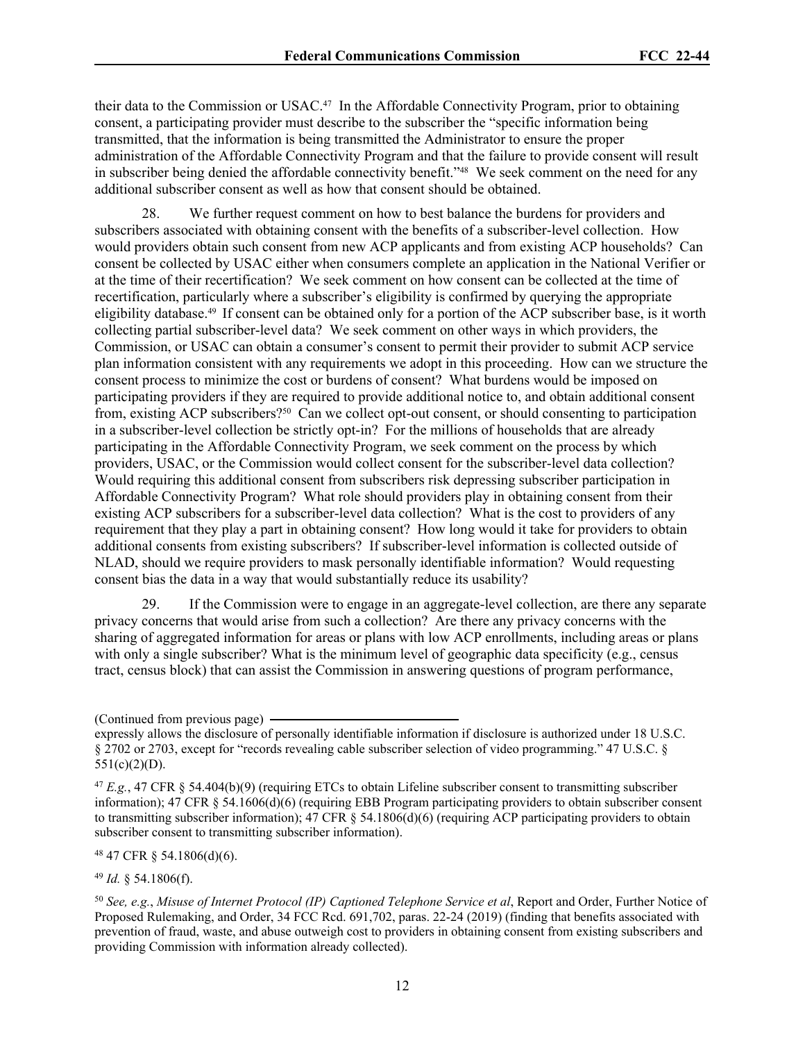their data to the Commission or USAC.[47] In the Affordable Connectivity Program, prior to obtaining consent, a participating provider must describe to the subscriber the "specific information being transmitted, that the information is being transmitted the Administrator to ensure the proper administration of the Affordable Connectivity Program and that the failure to provide consent will result in subscriber being denied the affordable connectivity benefit."[48] We seek comment on the need for any additional subscriber consent as well as how that consent should be obtained.

28. We further request comment on how to best balance the burdens for providers and subscribers associated with obtaining consent with the benefits of a subscriber-level collection. How would providers obtain such consent from new ACP applicants and from existing ACP households? Can consent be collected by USAC either when consumers complete an application in the National Verifier or at the time of their recertification? We seek comment on how consent can be collected at the time of recertification, particularly where a subscriber's eligibility is confirmed by querying the appropriate eligibility database.[49] If consent can be obtained only for a portion of the ACP subscriber base, is it worth collecting partial subscriber-level data? We seek comment on other ways in which providers, the Commission, or USAC can obtain a consumer's consent to permit their provider to submit ACP service plan information consistent with any requirements we adopt in this proceeding. How can we structure the consent process to minimize the cost or burdens of consent? What burdens would be imposed on participating providers if they are required to provide additional notice to, and obtain additional consent from, existing ACP subscribers?[50] Can we collect opt-out consent, or should consenting to participation in a subscriber-level collection be strictly opt-in? For the millions of households that are already participating in the Affordable Connectivity Program, we seek comment on the process by which providers, USAC, or the Commission would collect consent for the subscriber-level data collection? Would requiring this additional consent from subscribers risk depressing subscriber participation in Affordable Connectivity Program? What role should providers play in obtaining consent from their existing ACP subscribers for a subscriber-level data collection? What is the cost to providers of any requirement that they play a part in obtaining consent? How long would it take for providers to obtain additional consents from existing subscribers? If subscriber-level information is collected outside of NLAD, should we require providers to mask personally identifiable information? Would requesting consent bias the data in a way that would substantially reduce its usability?

29. If the Commission were to engage in an aggregate-level collection, are there any separate privacy concerns that would arise from such a collection? Are there any privacy concerns with the sharing of aggregated information for areas or plans with low ACP enrollments, including areas or plans with only a single subscriber? What is the minimum level of geographic data specificity (e.g., census tract, census block) that can assist the Commission in answering questions of program performance,

(Continued from previous page)
expressly allows the disclosure of personally identifiable information if disclosure is authorized under 18 U.S.C. § 2702 or 2703, except for "records revealing cable subscriber selection of video programming." 47 U.S.C. § 551(c)(2)(D).

[47] *E.g.*, 47 CFR § 54.404(b)(9) (requiring ETCs to obtain Lifeline subscriber consent to transmitting subscriber information); 47 CFR § 54.1606(d)(6) (requiring EBB Program participating providers to obtain subscriber consent to transmitting subscriber information); 47 CFR § 54.1806(d)(6) (requiring ACP participating providers to obtain subscriber consent to transmitting subscriber information).

[48] 47 CFR § 54.1806(d)(6).

[49] *Id.* § 54.1806(f).

[50] *See, e.g.*, *Misuse of Internet Protocol (IP) Captioned Telephone Service et al*, Report and Order, Further Notice of Proposed Rulemaking, and Order, 34 FCC Rcd. 691,702, paras. 22-24 (2019) (finding that benefits associated with prevention of fraud, waste, and abuse outweigh cost to providers in obtaining consent from existing subscribers and providing Commission with information already collected).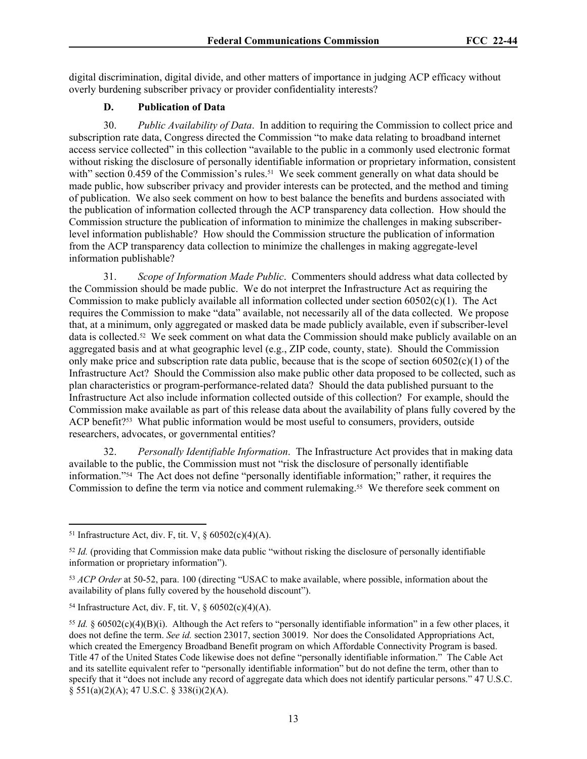digital discrimination, digital divide, and other matters of importance in judging ACP efficacy without overly burdening subscriber privacy or provider confidentiality interests?

### D. Publication of Data

30. *Public Availability of Data*. In addition to requiring the Commission to collect price and subscription rate data, Congress directed the Commission "to make data relating to broadband internet access service collected" in this collection "available to the public in a commonly used electronic format without risking the disclosure of personally identifiable information or proprietary information, consistent with" section 0.459 of the Commission's rules.[51] We seek comment generally on what data should be made public, how subscriber privacy and provider interests can be protected, and the method and timing of publication. We also seek comment on how to best balance the benefits and burdens associated with the publication of information collected through the ACP transparency data collection. How should the Commission structure the publication of information to minimize the challenges in making subscriber-level information publishable? How should the Commission structure the publication of information from the ACP transparency data collection to minimize the challenges in making aggregate-level information publishable?

31. *Scope of Information Made Public*. Commenters should address what data collected by the Commission should be made public. We do not interpret the Infrastructure Act as requiring the Commission to make publicly available all information collected under section 60502(c)(1). The Act requires the Commission to make "data" available, not necessarily all of the data collected. We propose that, at a minimum, only aggregated or masked data be made publicly available, even if subscriber-level data is collected.[52] We seek comment on what data the Commission should make publicly available on an aggregated basis and at what geographic level (e.g., ZIP code, county, state). Should the Commission only make price and subscription rate data public, because that is the scope of section 60502(c)(1) of the Infrastructure Act? Should the Commission also make public other data proposed to be collected, such as plan characteristics or program-performance-related data? Should the data published pursuant to the Infrastructure Act also include information collected outside of this collection? For example, should the Commission make available as part of this release data about the availability of plans fully covered by the ACP benefit?[53] What public information would be most useful to consumers, providers, outside researchers, advocates, or governmental entities?

32. *Personally Identifiable Information*. The Infrastructure Act provides that in making data available to the public, the Commission must not "risk the disclosure of personally identifiable information."[54] The Act does not define "personally identifiable information;" rather, it requires the Commission to define the term via notice and comment rulemaking.[55] We therefore seek comment on

---

[51] Infrastructure Act, div. F, tit. V, § 60502(c)(4)(A).

[52] *Id.* (providing that Commission make data public "without risking the disclosure of personally identifiable information or proprietary information").

[53] *ACP Order* at 50-52, para. 100 (directing "USAC to make available, where possible, information about the availability of plans fully covered by the household discount").

[54] Infrastructure Act, div. F, tit. V, § 60502(c)(4)(A).

[55] *Id.* § 60502(c)(4)(B)(i). Although the Act refers to "personally identifiable information" in a few other places, it does not define the term. *See id.* section 23017, section 30019. Nor does the Consolidated Appropriations Act, which created the Emergency Broadband Benefit program on which Affordable Connectivity Program is based. Title 47 of the United States Code likewise does not define "personally identifiable information." The Cable Act and its satellite equivalent refer to "personally identifiable information" but do not define the term, other than to specify that it "does not include any record of aggregate data which does not identify particular persons." 47 U.S.C. § 551(a)(2)(A); 47 U.S.C. § 338(i)(2)(A).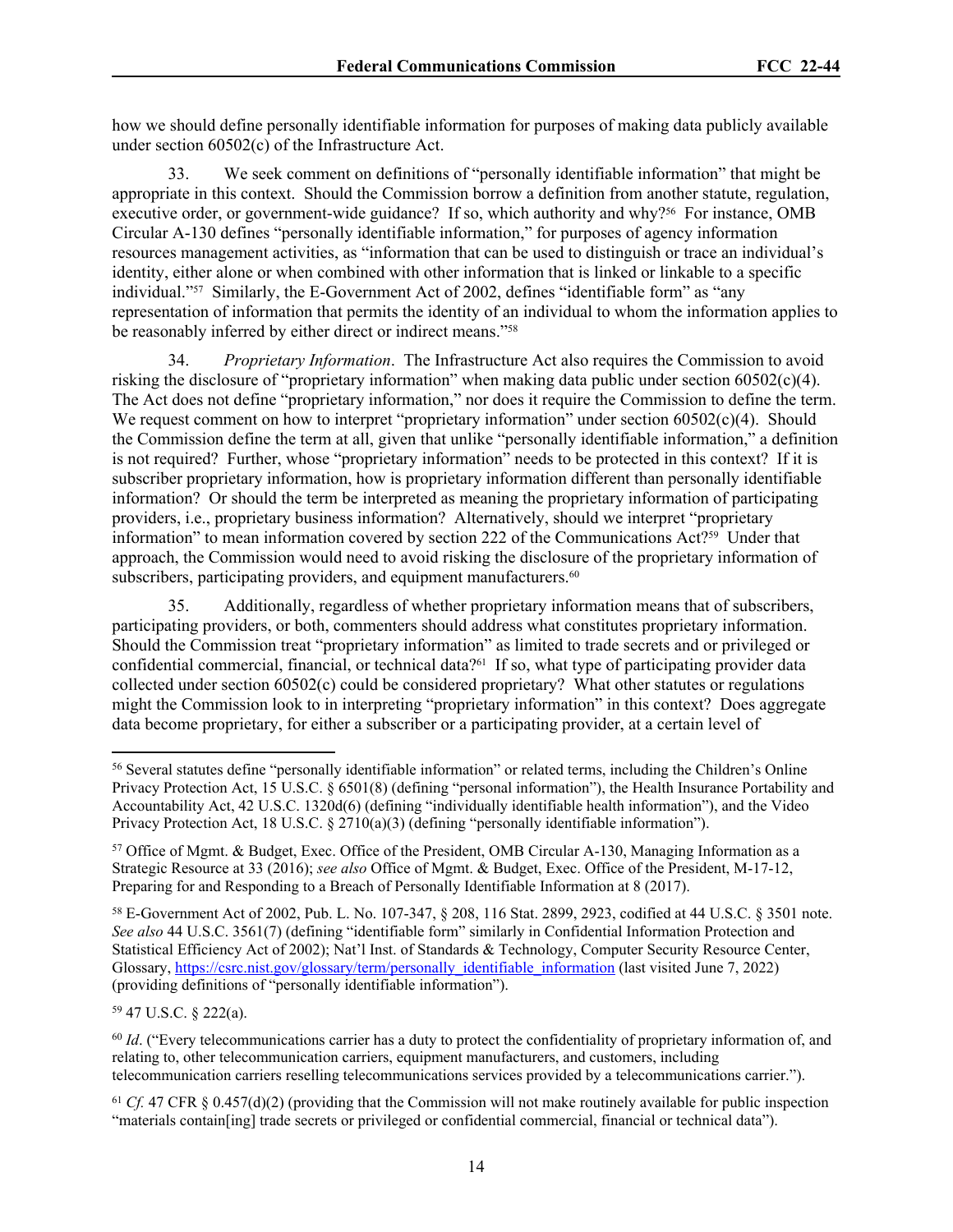how we should define personally identifiable information for purposes of making data publicly available under section 60502(c) of the Infrastructure Act.

33. We seek comment on definitions of "personally identifiable information" that might be appropriate in this context. Should the Commission borrow a definition from another statute, regulation, executive order, or government-wide guidance? If so, which authority and why?[56] For instance, OMB Circular A-130 defines "personally identifiable information," for purposes of agency information resources management activities, as "information that can be used to distinguish or trace an individual's identity, either alone or when combined with other information that is linked or linkable to a specific individual."[57] Similarly, the E-Government Act of 2002, defines "identifiable form" as "any representation of information that permits the identity of an individual to whom the information applies to be reasonably inferred by either direct or indirect means."[58]

34. *Proprietary Information*. The Infrastructure Act also requires the Commission to avoid risking the disclosure of "proprietary information" when making data public under section 60502(c)(4). The Act does not define "proprietary information," nor does it require the Commission to define the term. We request comment on how to interpret "proprietary information" under section 60502(c)(4). Should the Commission define the term at all, given that unlike "personally identifiable information," a definition is not required? Further, whose "proprietary information" needs to be protected in this context? If it is subscriber proprietary information, how is proprietary information different than personally identifiable information? Or should the term be interpreted as meaning the proprietary information of participating providers, i.e., proprietary business information? Alternatively, should we interpret "proprietary information" to mean information covered by section 222 of the Communications Act?[59] Under that approach, the Commission would need to avoid risking the disclosure of the proprietary information of subscribers, participating providers, and equipment manufacturers.[60]

35. Additionally, regardless of whether proprietary information means that of subscribers, participating providers, or both, commenters should address what constitutes proprietary information. Should the Commission treat "proprietary information" as limited to trade secrets and or privileged or confidential commercial, financial, or technical data?[61] If so, what type of participating provider data collected under section 60502(c) could be considered proprietary? What other statutes or regulations might the Commission look to in interpreting "proprietary information" in this context? Does aggregate data become proprietary, for either a subscriber or a participating provider, at a certain level of

---

[56] Several statutes define "personally identifiable information" or related terms, including the Children's Online Privacy Protection Act, 15 U.S.C. § 6501(8) (defining "personal information"), the Health Insurance Portability and Accountability Act, 42 U.S.C. 1320d(6) (defining "individually identifiable health information"), and the Video Privacy Protection Act, 18 U.S.C. § 2710(a)(3) (defining "personally identifiable information").

[57] Office of Mgmt. & Budget, Exec. Office of the President, OMB Circular A-130, Managing Information as a Strategic Resource at 33 (2016); *see also* Office of Mgmt. & Budget, Exec. Office of the President, M-17-12, Preparing for and Responding to a Breach of Personally Identifiable Information at 8 (2017).

[58] E-Government Act of 2002, Pub. L. No. 107-347, § 208, 116 Stat. 2899, 2923, codified at 44 U.S.C. § 3501 note. *See also* 44 U.S.C. 3561(7) (defining "identifiable form" similarly in Confidential Information Protection and Statistical Efficiency Act of 2002); Nat'l Inst. of Standards & Technology, Computer Security Resource Center, Glossary, https://csrc.nist.gov/glossary/term/personally_identifiable_information (last visited June 7, 2022) (providing definitions of "personally identifiable information").

[59] 47 U.S.C. § 222(a).

[60] *Id*. ("Every telecommunications carrier has a duty to protect the confidentiality of proprietary information of, and relating to, other telecommunication carriers, equipment manufacturers, and customers, including telecommunication carriers reselling telecommunications services provided by a telecommunications carrier.").

[61] *Cf.* 47 CFR § 0.457(d)(2) (providing that the Commission will not make routinely available for public inspection "materials contain[ing] trade secrets or privileged or confidential commercial, financial or technical data").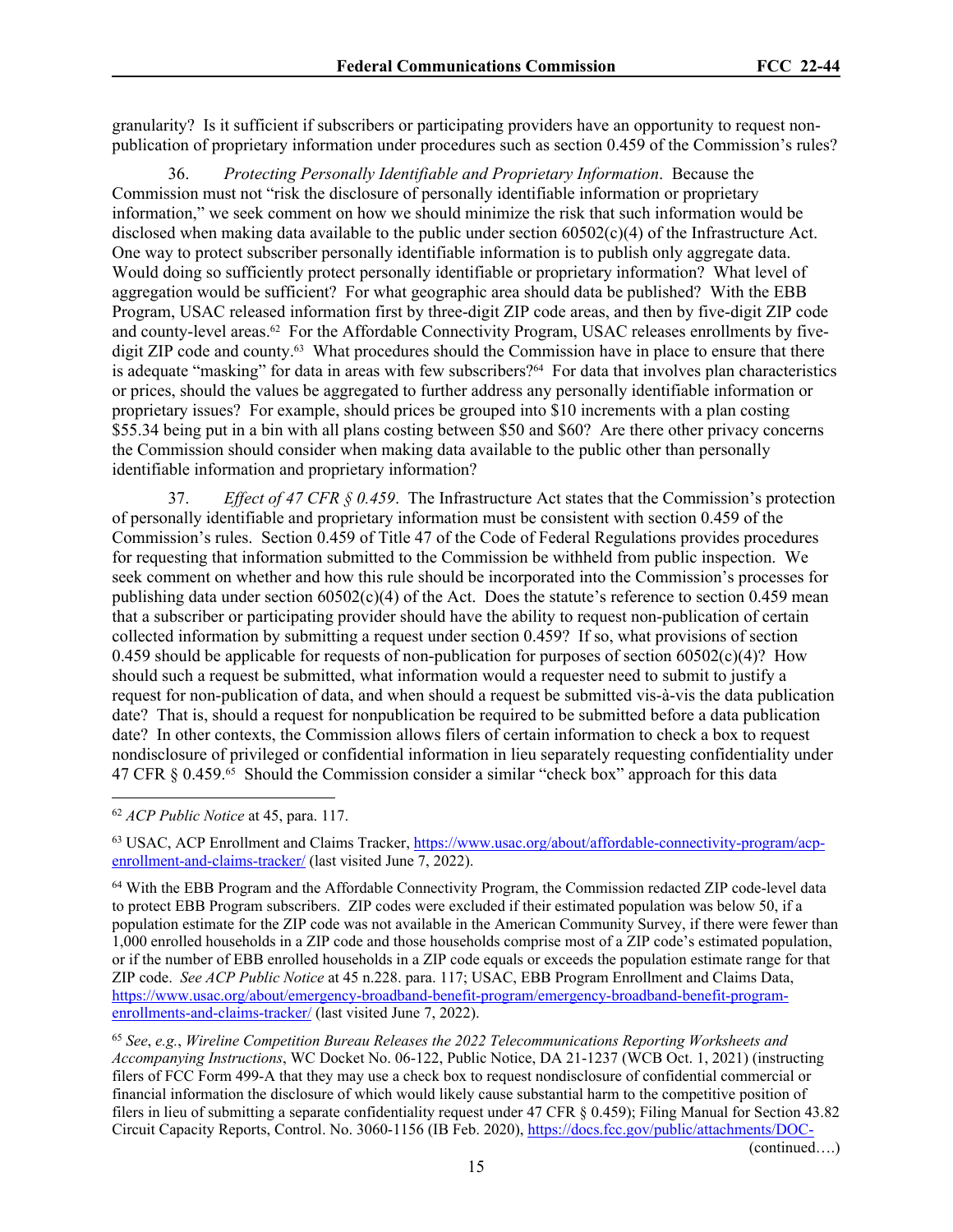granularity? Is it sufficient if subscribers or participating providers have an opportunity to request non-publication of proprietary information under procedures such as section 0.459 of the Commission's rules?

36. *Protecting Personally Identifiable and Proprietary Information*. Because the Commission must not "risk the disclosure of personally identifiable information or proprietary information," we seek comment on how we should minimize the risk that such information would be disclosed when making data available to the public under section 60502(c)(4) of the Infrastructure Act. One way to protect subscriber personally identifiable information is to publish only aggregate data. Would doing so sufficiently protect personally identifiable or proprietary information? What level of aggregation would be sufficient? For what geographic area should data be published? With the EBB Program, USAC released information first by three-digit ZIP code areas, and then by five-digit ZIP code and county-level areas.[62] For the Affordable Connectivity Program, USAC releases enrollments by five-digit ZIP code and county.[63] What procedures should the Commission have in place to ensure that there is adequate "masking" for data in areas with few subscribers?[64] For data that involves plan characteristics or prices, should the values be aggregated to further address any personally identifiable information or proprietary issues? For example, should prices be grouped into $10 increments with a plan costing $55.34 being put in a bin with all plans costing between $50 and $60? Are there other privacy concerns the Commission should consider when making data available to the public other than personally identifiable information and proprietary information?

37. *Effect of 47 CFR § 0.459*. The Infrastructure Act states that the Commission's protection of personally identifiable and proprietary information must be consistent with section 0.459 of the Commission's rules. Section 0.459 of Title 47 of the Code of Federal Regulations provides procedures for requesting that information submitted to the Commission be withheld from public inspection. We seek comment on whether and how this rule should be incorporated into the Commission's processes for publishing data under section 60502(c)(4) of the Act. Does the statute's reference to section 0.459 mean that a subscriber or participating provider should have the ability to request non-publication of certain collected information by submitting a request under section 0.459? If so, what provisions of section 0.459 should be applicable for requests of non-publication for purposes of section 60502(c)(4)? How should such a request be submitted, what information would a requester need to submit to justify a request for non-publication of data, and when should a request be submitted vis-à-vis the data publication date? That is, should a request for nonpublication be required to be submitted before a data publication date? In other contexts, the Commission allows filers of certain information to check a box to request nondisclosure of privileged or confidential information in lieu separately requesting confidentiality under 47 CFR § 0.459.[65] Should the Commission consider a similar "check box" approach for this data

---

[62] *ACP Public Notice* at 45, para. 117.

[63] USAC, ACP Enrollment and Claims Tracker, https://www.usac.org/about/affordable-connectivity-program/acp-enrollment-and-claims-tracker/ (last visited June 7, 2022).

[64] With the EBB Program and the Affordable Connectivity Program, the Commission redacted ZIP code-level data to protect EBB Program subscribers. ZIP codes were excluded if their estimated population was below 50, if a population estimate for the ZIP code was not available in the American Community Survey, if there were fewer than 1,000 enrolled households in a ZIP code and those households comprise most of a ZIP code's estimated population, or if the number of EBB enrolled households in a ZIP code equals or exceeds the population estimate range for that ZIP code. *See ACP Public Notice* at 45 n.228. para. 117; USAC, EBB Program Enrollment and Claims Data, https://www.usac.org/about/emergency-broadband-benefit-program/emergency-broadband-benefit-program-enrollments-and-claims-tracker/ (last visited June 7, 2022).

[65] *See*, *e.g.*, *Wireline Competition Bureau Releases the 2022 Telecommunications Reporting Worksheets and Accompanying Instructions*, WC Docket No. 06-122, Public Notice, DA 21-1237 (WCB Oct. 1, 2021) (instructing filers of FCC Form 499-A that they may use a check box to request nondisclosure of confidential commercial or financial information the disclosure of which would likely cause substantial harm to the competitive position of filers in lieu of submitting a separate confidentiality request under 47 CFR § 0.459); Filing Manual for Section 43.82 Circuit Capacity Reports, Control. No. 3060-1156 (IB Feb. 2020), https://docs.fcc.gov/public/attachments/DOC-

(continued….)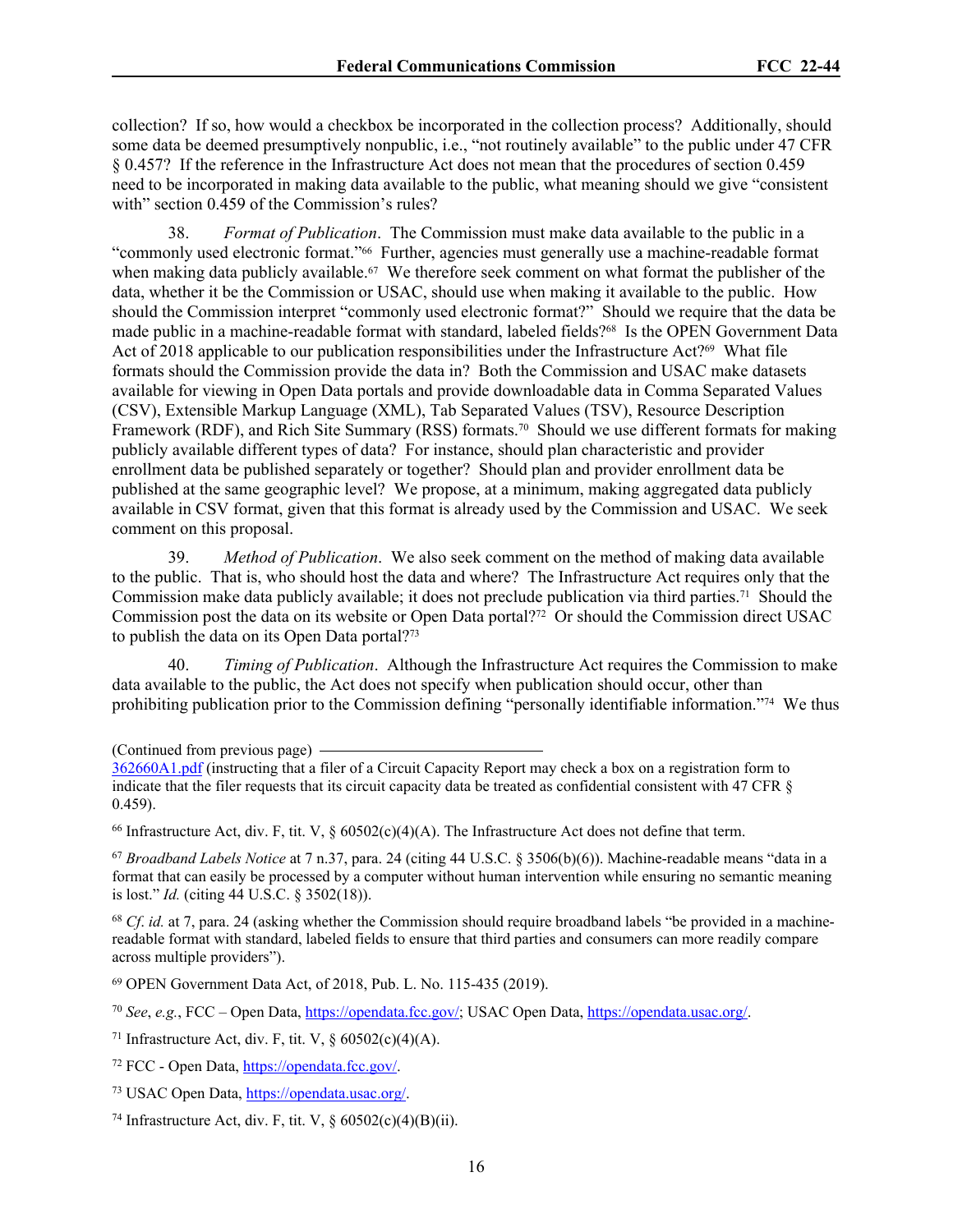collection? If so, how would a checkbox be incorporated in the collection process? Additionally, should some data be deemed presumptively nonpublic, i.e., "not routinely available" to the public under 47 CFR § 0.457? If the reference in the Infrastructure Act does not mean that the procedures of section 0.459 need to be incorporated in making data available to the public, what meaning should we give "consistent with" section 0.459 of the Commission's rules?

38. *Format of Publication*. The Commission must make data available to the public in a "commonly used electronic format."[66] Further, agencies must generally use a machine-readable format when making data publicly available.[67] We therefore seek comment on what format the publisher of the data, whether it be the Commission or USAC, should use when making it available to the public. How should the Commission interpret "commonly used electronic format?" Should we require that the data be made public in a machine-readable format with standard, labeled fields?[68] Is the OPEN Government Data Act of 2018 applicable to our publication responsibilities under the Infrastructure Act?[69] What file formats should the Commission provide the data in? Both the Commission and USAC make datasets available for viewing in Open Data portals and provide downloadable data in Comma Separated Values (CSV), Extensible Markup Language (XML), Tab Separated Values (TSV), Resource Description Framework (RDF), and Rich Site Summary (RSS) formats.[70] Should we use different formats for making publicly available different types of data? For instance, should plan characteristic and provider enrollment data be published separately or together? Should plan and provider enrollment data be published at the same geographic level? We propose, at a minimum, making aggregated data publicly available in CSV format, given that this format is already used by the Commission and USAC. We seek comment on this proposal.

39. *Method of Publication*. We also seek comment on the method of making data available to the public. That is, who should host the data and where? The Infrastructure Act requires only that the Commission make data publicly available; it does not preclude publication via third parties.[71] Should the Commission post the data on its website or Open Data portal?[72] Or should the Commission direct USAC to publish the data on its Open Data portal?[73]

40. *Timing of Publication*. Although the Infrastructure Act requires the Commission to make data available to the public, the Act does not specify when publication should occur, other than prohibiting publication prior to the Commission defining "personally identifiable information."[74] We thus

---

(Continued from previous page)
362660A1.pdf (instructing that a filer of a Circuit Capacity Report may check a box on a registration form to indicate that the filer requests that its circuit capacity data be treated as confidential consistent with 47 CFR § 0.459).

[66] Infrastructure Act, div. F, tit. V, § 60502(c)(4)(A). The Infrastructure Act does not define that term.

[67] *Broadband Labels Notice* at 7 n.37, para. 24 (citing 44 U.S.C. § 3506(b)(6)). Machine-readable means "data in a format that can easily be processed by a computer without human intervention while ensuring no semantic meaning is lost." *Id.* (citing 44 U.S.C. § 3502(18)).

[68] *Cf. id.* at 7, para. 24 (asking whether the Commission should require broadband labels "be provided in a machine-readable format with standard, labeled fields to ensure that third parties and consumers can more readily compare across multiple providers").

[69] OPEN Government Data Act, of 2018, Pub. L. No. 115-435 (2019).

[70] *See*, *e.g.*, FCC – Open Data, https://opendata.fcc.gov/; USAC Open Data, https://opendata.usac.org/.

[71] Infrastructure Act, div. F, tit. V, § 60502(c)(4)(A).

[72] FCC - Open Data, https://opendata.fcc.gov/.

[73] USAC Open Data, https://opendata.usac.org/.

[74] Infrastructure Act, div. F, tit. V, § 60502(c)(4)(B)(ii).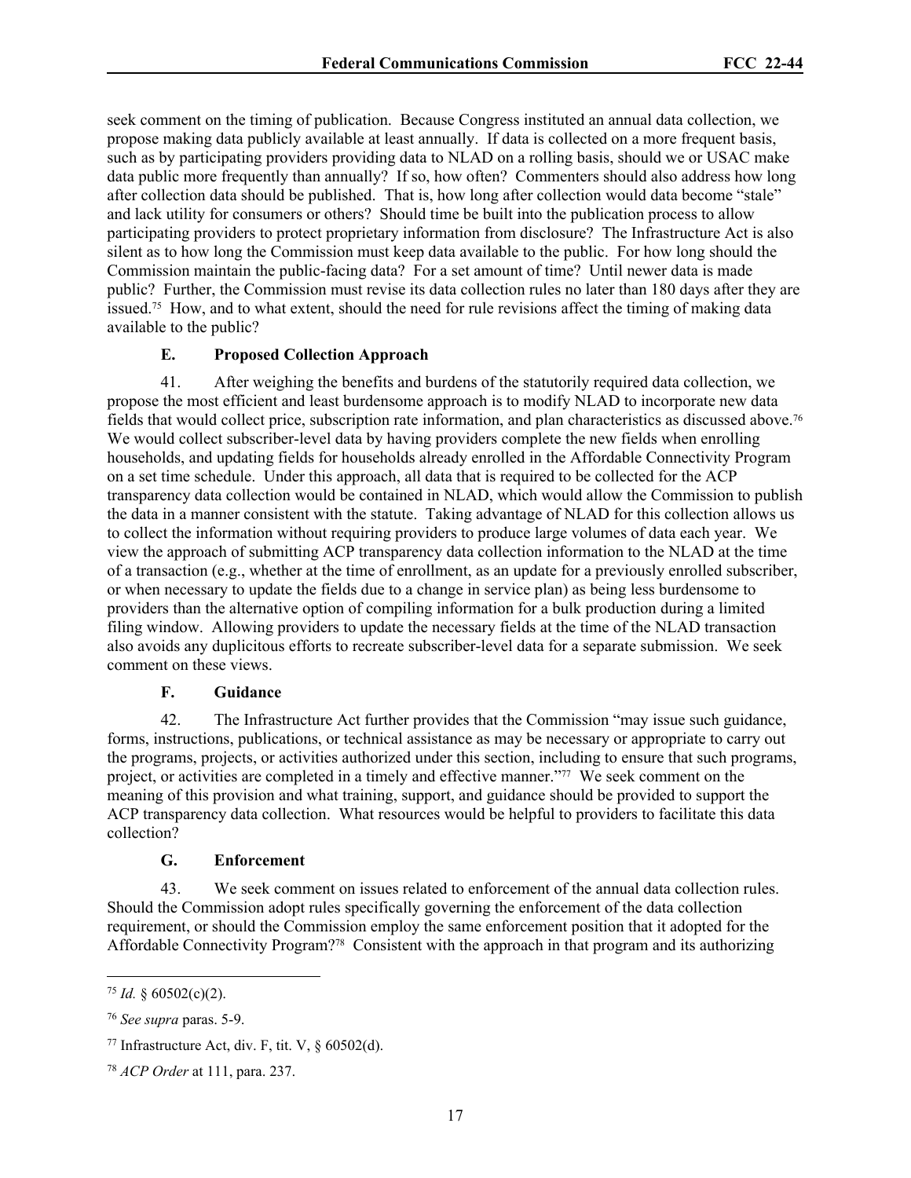seek comment on the timing of publication. Because Congress instituted an annual data collection, we propose making data publicly available at least annually. If data is collected on a more frequent basis, such as by participating providers providing data to NLAD on a rolling basis, should we or USAC make data public more frequently than annually? If so, how often? Commenters should also address how long after collection data should be published. That is, how long after collection would data become "stale" and lack utility for consumers or others? Should time be built into the publication process to allow participating providers to protect proprietary information from disclosure? The Infrastructure Act is also silent as to how long the Commission must keep data available to the public. For how long should the Commission maintain the public-facing data? For a set amount of time? Until newer data is made public? Further, the Commission must revise its data collection rules no later than 180 days after they are issued.[75] How, and to what extent, should the need for rule revisions affect the timing of making data available to the public?

### E. Proposed Collection Approach

41. After weighing the benefits and burdens of the statutorily required data collection, we propose the most efficient and least burdensome approach is to modify NLAD to incorporate new data fields that would collect price, subscription rate information, and plan characteristics as discussed above.[76] We would collect subscriber-level data by having providers complete the new fields when enrolling households, and updating fields for households already enrolled in the Affordable Connectivity Program on a set time schedule. Under this approach, all data that is required to be collected for the ACP transparency data collection would be contained in NLAD, which would allow the Commission to publish the data in a manner consistent with the statute. Taking advantage of NLAD for this collection allows us to collect the information without requiring providers to produce large volumes of data each year. We view the approach of submitting ACP transparency data collection information to the NLAD at the time of a transaction (e.g., whether at the time of enrollment, as an update for a previously enrolled subscriber, or when necessary to update the fields due to a change in service plan) as being less burdensome to providers than the alternative option of compiling information for a bulk production during a limited filing window. Allowing providers to update the necessary fields at the time of the NLAD transaction also avoids any duplicitous efforts to recreate subscriber-level data for a separate submission. We seek comment on these views.

### F. Guidance

42. The Infrastructure Act further provides that the Commission "may issue such guidance, forms, instructions, publications, or technical assistance as may be necessary or appropriate to carry out the programs, projects, or activities authorized under this section, including to ensure that such programs, project, or activities are completed in a timely and effective manner."[77] We seek comment on the meaning of this provision and what training, support, and guidance should be provided to support the ACP transparency data collection. What resources would be helpful to providers to facilitate this data collection?

### G. Enforcement

43. We seek comment on issues related to enforcement of the annual data collection rules. Should the Commission adopt rules specifically governing the enforcement of the data collection requirement, or should the Commission employ the same enforcement position that it adopted for the Affordable Connectivity Program?[78] Consistent with the approach in that program and its authorizing

---

[75] *Id.* § 60502(c)(2).

[76] *See supra* paras. 5-9.

[77] Infrastructure Act, div. F, tit. V, § 60502(d).

[78] *ACP Order* at 111, para. 237.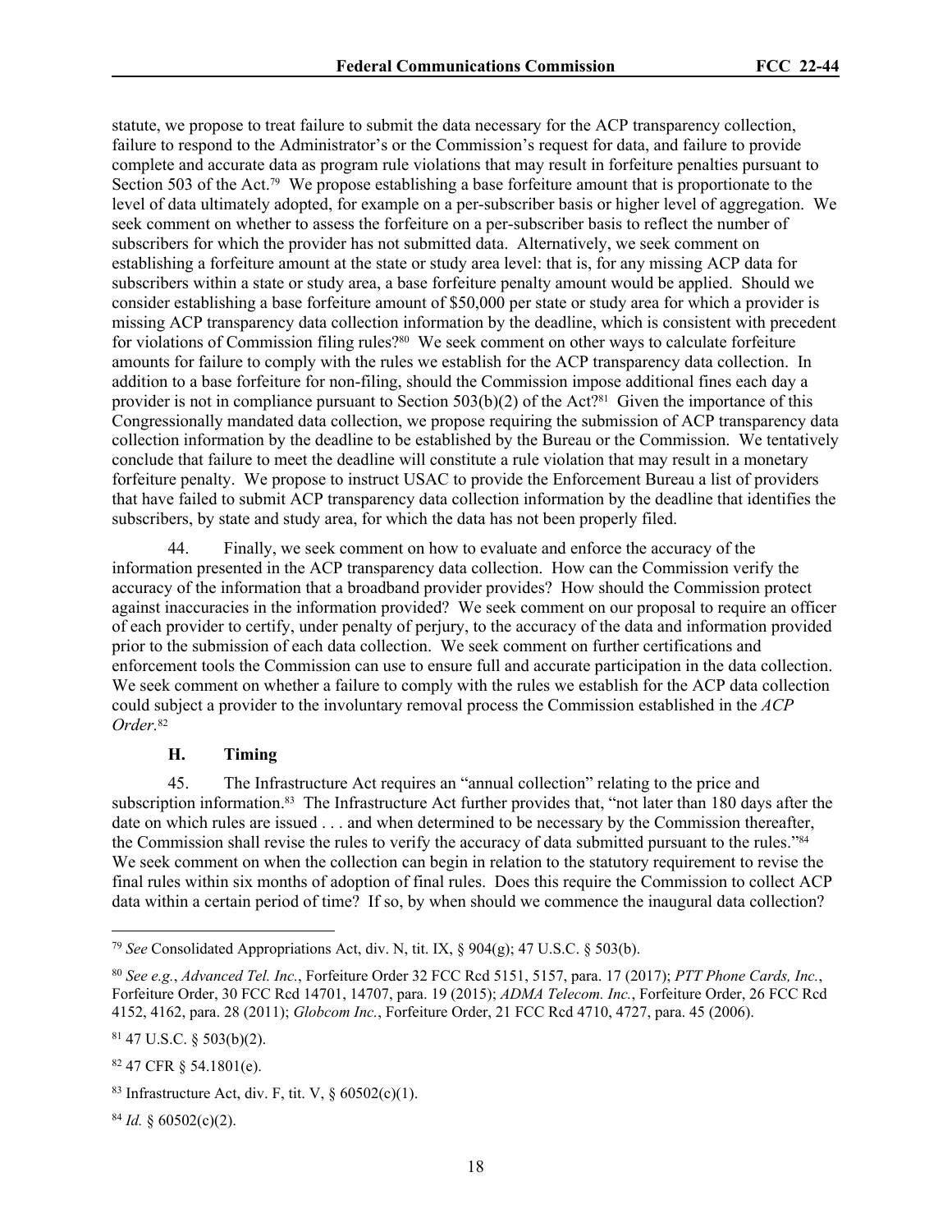statute, we propose to treat failure to submit the data necessary for the ACP transparency collection, failure to respond to the Administrator's or the Commission's request for data, and failure to provide complete and accurate data as program rule violations that may result in forfeiture penalties pursuant to Section 503 of the Act.[79] We propose establishing a base forfeiture amount that is proportionate to the level of data ultimately adopted, for example on a per-subscriber basis or higher level of aggregation. We seek comment on whether to assess the forfeiture on a per-subscriber basis to reflect the number of subscribers for which the provider has not submitted data. Alternatively, we seek comment on establishing a forfeiture amount at the state or study area level: that is, for any missing ACP data for subscribers within a state or study area, a base forfeiture penalty amount would be applied. Should we consider establishing a base forfeiture amount of $50,000 per state or study area for which a provider is missing ACP transparency data collection information by the deadline, which is consistent with precedent for violations of Commission filing rules?[80] We seek comment on other ways to calculate forfeiture amounts for failure to comply with the rules we establish for the ACP transparency data collection. In addition to a base forfeiture for non-filing, should the Commission impose additional fines each day a provider is not in compliance pursuant to Section 503(b)(2) of the Act?[81] Given the importance of this Congressionally mandated data collection, we propose requiring the submission of ACP transparency data collection information by the deadline to be established by the Bureau or the Commission. We tentatively conclude that failure to meet the deadline will constitute a rule violation that may result in a monetary forfeiture penalty. We propose to instruct USAC to provide the Enforcement Bureau a list of providers that have failed to submit ACP transparency data collection information by the deadline that identifies the subscribers, by state and study area, for which the data has not been properly filed.

44. Finally, we seek comment on how to evaluate and enforce the accuracy of the information presented in the ACP transparency data collection. How can the Commission verify the accuracy of the information that a broadband provider provides? How should the Commission protect against inaccuracies in the information provided? We seek comment on our proposal to require an officer of each provider to certify, under penalty of perjury, to the accuracy of the data and information provided prior to the submission of each data collection. We seek comment on further certifications and enforcement tools the Commission can use to ensure full and accurate participation in the data collection. We seek comment on whether a failure to comply with the rules we establish for the ACP data collection could subject a provider to the involuntary removal process the Commission established in the *ACP Order*.[82]

### H. Timing

45. The Infrastructure Act requires an "annual collection" relating to the price and subscription information.[83] The Infrastructure Act further provides that, "not later than 180 days after the date on which rules are issued . . . and when determined to be necessary by the Commission thereafter, the Commission shall revise the rules to verify the accuracy of data submitted pursuant to the rules."[84] We seek comment on when the collection can begin in relation to the statutory requirement to revise the final rules within six months of adoption of final rules. Does this require the Commission to collect ACP data within a certain period of time? If so, by when should we commence the inaugural data collection?

---

[79] *See* Consolidated Appropriations Act, div. N, tit. IX, § 904(g); 47 U.S.C. § 503(b).

[80] *See e.g.*, *Advanced Tel. Inc.*, Forfeiture Order 32 FCC Rcd 5151, 5157, para. 17 (2017); *PTT Phone Cards, Inc.*, Forfeiture Order, 30 FCC Rcd 14701, 14707, para. 19 (2015); *ADMA Telecom. Inc.*, Forfeiture Order, 26 FCC Rcd 4152, 4162, para. 28 (2011); *Globcom Inc.*, Forfeiture Order, 21 FCC Rcd 4710, 4727, para. 45 (2006).

[81] 47 U.S.C. § 503(b)(2).

[82] 47 CFR § 54.1801(e).

[83] Infrastructure Act, div. F, tit. V, § 60502(c)(1).

[84] *Id.* § 60502(c)(2).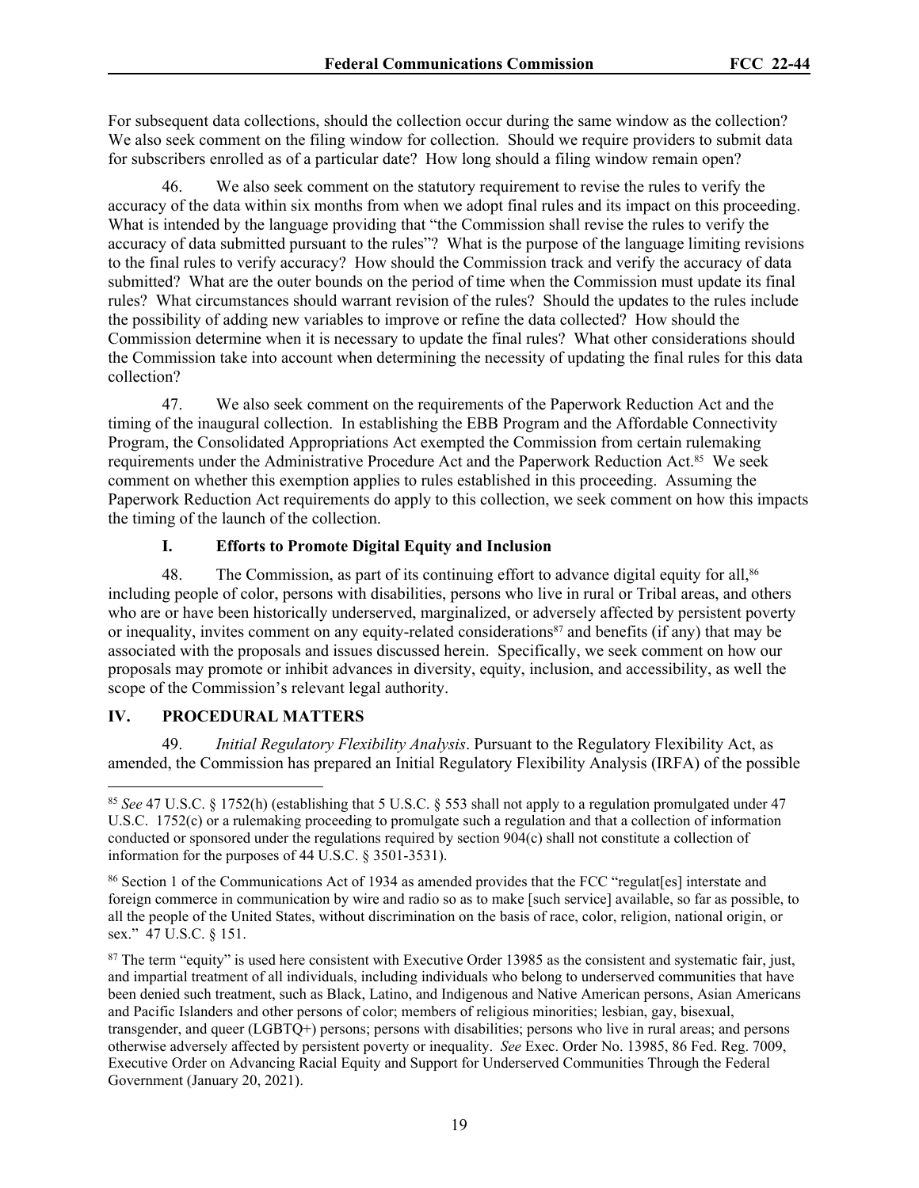For subsequent data collections, should the collection occur during the same window as the collection? We also seek comment on the filing window for collection. Should we require providers to submit data for subscribers enrolled as of a particular date? How long should a filing window remain open?

46. We also seek comment on the statutory requirement to revise the rules to verify the accuracy of the data within six months from when we adopt final rules and its impact on this proceeding. What is intended by the language providing that "the Commission shall revise the rules to verify the accuracy of data submitted pursuant to the rules"? What is the purpose of the language limiting revisions to the final rules to verify accuracy? How should the Commission track and verify the accuracy of data submitted? What are the outer bounds on the period of time when the Commission must update its final rules? What circumstances should warrant revision of the rules? Should the updates to the rules include the possibility of adding new variables to improve or refine the data collected? How should the Commission determine when it is necessary to update the final rules? What other considerations should the Commission take into account when determining the necessity of updating the final rules for this data collection?

47. We also seek comment on the requirements of the Paperwork Reduction Act and the timing of the inaugural collection. In establishing the EBB Program and the Affordable Connectivity Program, the Consolidated Appropriations Act exempted the Commission from certain rulemaking requirements under the Administrative Procedure Act and the Paperwork Reduction Act.[85] We seek comment on whether this exemption applies to rules established in this proceeding. Assuming the Paperwork Reduction Act requirements do apply to this collection, we seek comment on how this impacts the timing of the launch of the collection.

### I. Efforts to Promote Digital Equity and Inclusion

48. The Commission, as part of its continuing effort to advance digital equity for all,[86] including people of color, persons with disabilities, persons who live in rural or Tribal areas, and others who are or have been historically underserved, marginalized, or adversely affected by persistent poverty or inequality, invites comment on any equity-related considerations[87] and benefits (if any) that may be associated with the proposals and issues discussed herein. Specifically, we seek comment on how our proposals may promote or inhibit advances in diversity, equity, inclusion, and accessibility, as well the scope of the Commission's relevant legal authority.

## IV. PROCEDURAL MATTERS

49. *Initial Regulatory Flexibility Analysis*. Pursuant to the Regulatory Flexibility Act, as amended, the Commission has prepared an Initial Regulatory Flexibility Analysis (IRFA) of the possible

---

[85] *See* 47 U.S.C. § 1752(h) (establishing that 5 U.S.C. § 553 shall not apply to a regulation promulgated under 47 U.S.C. 1752(c) or a rulemaking proceeding to promulgate such a regulation and that a collection of information conducted or sponsored under the regulations required by section 904(c) shall not constitute a collection of information for the purposes of 44 U.S.C. § 3501-3531).

[86] Section 1 of the Communications Act of 1934 as amended provides that the FCC "regulat[es] interstate and foreign commerce in communication by wire and radio so as to make [such service] available, so far as possible, to all the people of the United States, without discrimination on the basis of race, color, religion, national origin, or sex." 47 U.S.C. § 151.

[87] The term "equity" is used here consistent with Executive Order 13985 as the consistent and systematic fair, just, and impartial treatment of all individuals, including individuals who belong to underserved communities that have been denied such treatment, such as Black, Latino, and Indigenous and Native American persons, Asian Americans and Pacific Islanders and other persons of color; members of religious minorities; lesbian, gay, bisexual, transgender, and queer (LGBTQ+) persons; persons with disabilities; persons who live in rural areas; and persons otherwise adversely affected by persistent poverty or inequality. *See* Exec. Order No. 13985, 86 Fed. Reg. 7009, Executive Order on Advancing Racial Equity and Support for Underserved Communities Through the Federal Government (January 20, 2021).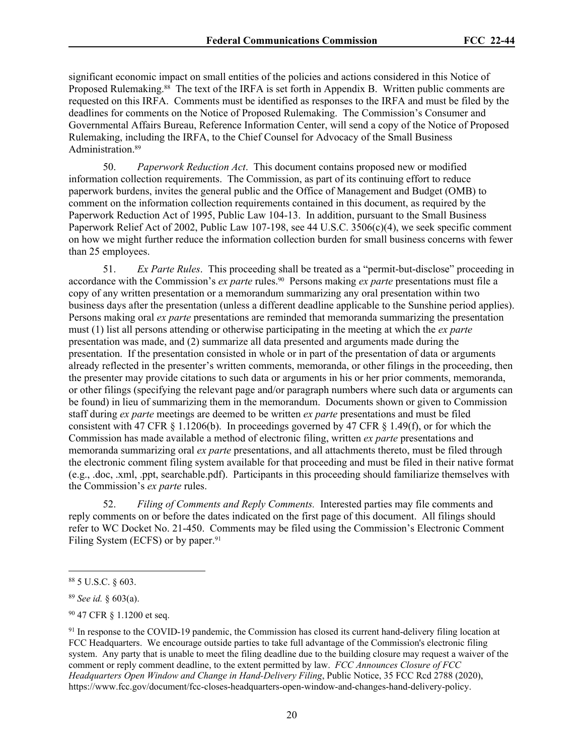significant economic impact on small entities of the policies and actions considered in this Notice of Proposed Rulemaking.[88] The text of the IRFA is set forth in Appendix B. Written public comments are requested on this IRFA. Comments must be identified as responses to the IRFA and must be filed by the deadlines for comments on the Notice of Proposed Rulemaking. The Commission's Consumer and Governmental Affairs Bureau, Reference Information Center, will send a copy of the Notice of Proposed Rulemaking, including the IRFA, to the Chief Counsel for Advocacy of the Small Business Administration.[89]

50. *Paperwork Reduction Act*. This document contains proposed new or modified information collection requirements. The Commission, as part of its continuing effort to reduce paperwork burdens, invites the general public and the Office of Management and Budget (OMB) to comment on the information collection requirements contained in this document, as required by the Paperwork Reduction Act of 1995, Public Law 104-13. In addition, pursuant to the Small Business Paperwork Relief Act of 2002, Public Law 107-198, see 44 U.S.C. 3506(c)(4), we seek specific comment on how we might further reduce the information collection burden for small business concerns with fewer than 25 employees.

51. *Ex Parte Rules*. This proceeding shall be treated as a "permit-but-disclose" proceeding in accordance with the Commission's *ex parte* rules.[90] Persons making *ex parte* presentations must file a copy of any written presentation or a memorandum summarizing any oral presentation within two business days after the presentation (unless a different deadline applicable to the Sunshine period applies). Persons making oral *ex parte* presentations are reminded that memoranda summarizing the presentation must (1) list all persons attending or otherwise participating in the meeting at which the *ex parte* presentation was made, and (2) summarize all data presented and arguments made during the presentation. If the presentation consisted in whole or in part of the presentation of data or arguments already reflected in the presenter's written comments, memoranda, or other filings in the proceeding, then the presenter may provide citations to such data or arguments in his or her prior comments, memoranda, or other filings (specifying the relevant page and/or paragraph numbers where such data or arguments can be found) in lieu of summarizing them in the memorandum. Documents shown or given to Commission staff during *ex parte* meetings are deemed to be written *ex parte* presentations and must be filed consistent with 47 CFR § 1.1206(b). In proceedings governed by 47 CFR § 1.49(f), or for which the Commission has made available a method of electronic filing, written *ex parte* presentations and memoranda summarizing oral *ex parte* presentations, and all attachments thereto, must be filed through the electronic comment filing system available for that proceeding and must be filed in their native format (e.g., .doc, .xml, .ppt, searchable.pdf). Participants in this proceeding should familiarize themselves with the Commission's *ex parte* rules.

52. *Filing of Comments and Reply Comments.* Interested parties may file comments and reply comments on or before the dates indicated on the first page of this document. All filings should refer to WC Docket No. 21-450. Comments may be filed using the Commission's Electronic Comment Filing System (ECFS) or by paper.[91]

---

[88] 5 U.S.C. § 603.

[89] *See id.* § 603(a).

[90] 47 CFR § 1.1200 et seq.

[91] In response to the COVID-19 pandemic, the Commission has closed its current hand-delivery filing location at FCC Headquarters. We encourage outside parties to take full advantage of the Commission's electronic filing system. Any party that is unable to meet the filing deadline due to the building closure may request a waiver of the comment or reply comment deadline, to the extent permitted by law. *FCC Announces Closure of FCC Headquarters Open Window and Change in Hand-Delivery Filing*, Public Notice, 35 FCC Rcd 2788 (2020), https://www.fcc.gov/document/fcc-closes-headquarters-open-window-and-changes-hand-delivery-policy.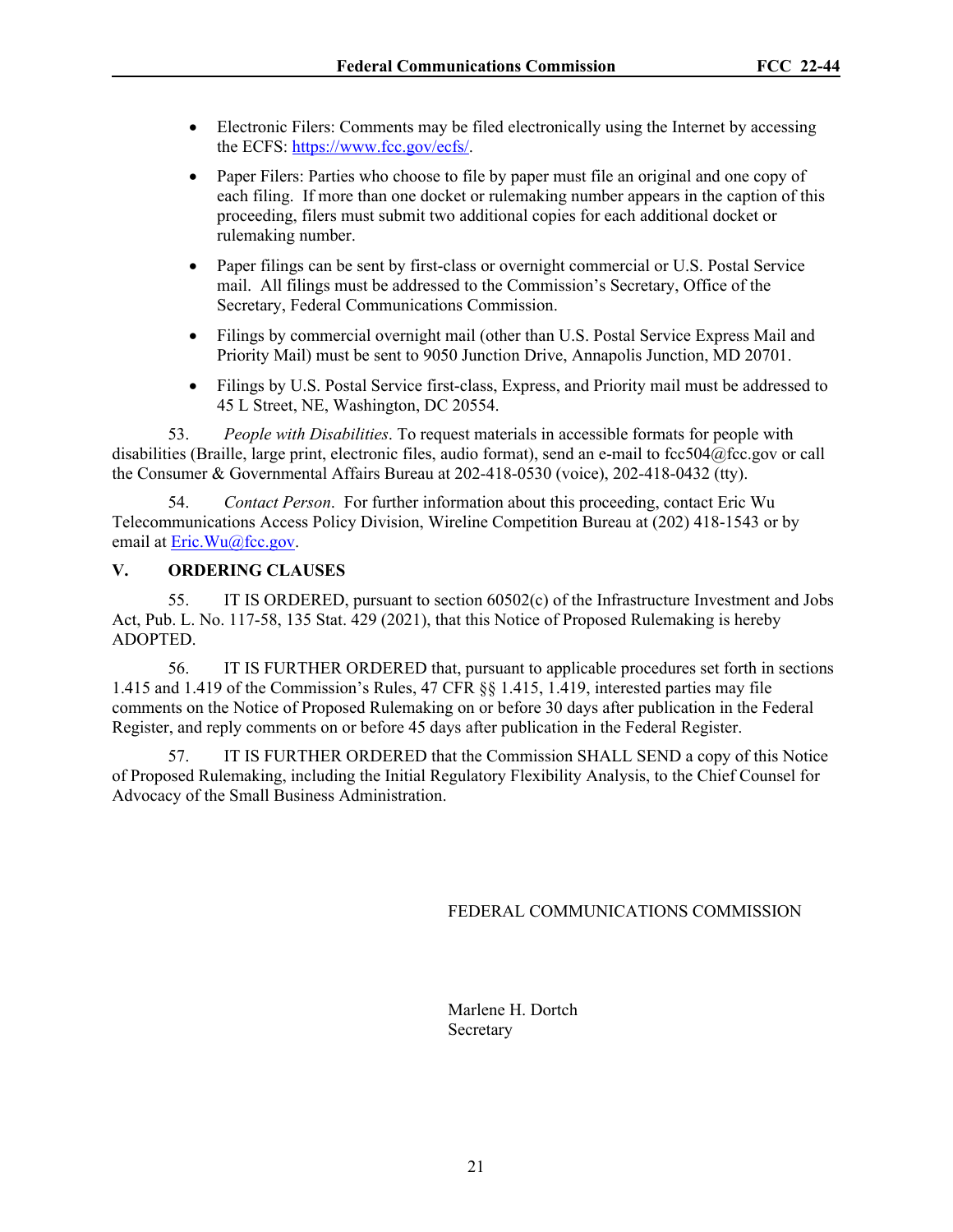- Electronic Filers: Comments may be filed electronically using the Internet by accessing the ECFS: https://www.fcc.gov/ecfs/.

- Paper Filers: Parties who choose to file by paper must file an original and one copy of each filing. If more than one docket or rulemaking number appears in the caption of this proceeding, filers must submit two additional copies for each additional docket or rulemaking number.

- Paper filings can be sent by first-class or overnight commercial or U.S. Postal Service mail. All filings must be addressed to the Commission's Secretary, Office of the Secretary, Federal Communications Commission.

- Filings by commercial overnight mail (other than U.S. Postal Service Express Mail and Priority Mail) must be sent to 9050 Junction Drive, Annapolis Junction, MD 20701.

- Filings by U.S. Postal Service first-class, Express, and Priority mail must be addressed to 45 L Street, NE, Washington, DC 20554.

53. *People with Disabilities*. To request materials in accessible formats for people with disabilities (Braille, large print, electronic files, audio format), send an e-mail to fcc504@fcc.gov or call the Consumer & Governmental Affairs Bureau at 202-418-0530 (voice), 202-418-0432 (tty).

54. *Contact Person*. For further information about this proceeding, contact Eric Wu Telecommunications Access Policy Division, Wireline Competition Bureau at (202) 418-1543 or by email at Eric.Wu@fcc.gov.

## V. ORDERING CLAUSES

55. IT IS ORDERED, pursuant to section 60502(c) of the Infrastructure Investment and Jobs Act, Pub. L. No. 117-58, 135 Stat. 429 (2021), that this Notice of Proposed Rulemaking is hereby ADOPTED.

56. IT IS FURTHER ORDERED that, pursuant to applicable procedures set forth in sections 1.415 and 1.419 of the Commission's Rules, 47 CFR §§ 1.415, 1.419, interested parties may file comments on the Notice of Proposed Rulemaking on or before 30 days after publication in the Federal Register, and reply comments on or before 45 days after publication in the Federal Register.

57. IT IS FURTHER ORDERED that the Commission SHALL SEND a copy of this Notice of Proposed Rulemaking, including the Initial Regulatory Flexibility Analysis, to the Chief Counsel for Advocacy of the Small Business Administration.

FEDERAL COMMUNICATIONS COMMISSION

Marlene H. Dortch
Secretary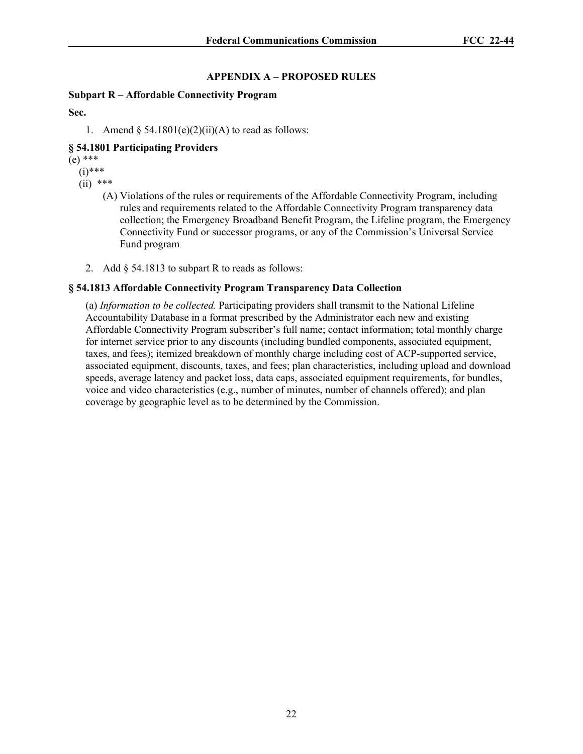## APPENDIX A – PROPOSED RULES

**Subpart R – Affordable Connectivity Program**

**Sec.**

1. Amend § 54.1801(e)(2)(ii)(A) to read as follows:

**§ 54.1801 Participating Providers**

(e) ***

(i)***

(ii) ***

(A) Violations of the rules or requirements of the Affordable Connectivity Program, including rules and requirements related to the Affordable Connectivity Program transparency data collection; the Emergency Broadband Benefit Program, the Lifeline program, the Emergency Connectivity Fund or successor programs, or any of the Commission's Universal Service Fund program

2. Add § 54.1813 to subpart R to reads as follows:

**§ 54.1813 Affordable Connectivity Program Transparency Data Collection**

(a) *Information to be collected.* Participating providers shall transmit to the National Lifeline Accountability Database in a format prescribed by the Administrator each new and existing Affordable Connectivity Program subscriber's full name; contact information; total monthly charge for internet service prior to any discounts (including bundled components, associated equipment, taxes, and fees); itemized breakdown of monthly charge including cost of ACP-supported service, associated equipment, discounts, taxes, and fees; plan characteristics, including upload and download speeds, average latency and packet loss, data caps, associated equipment requirements, for bundles, voice and video characteristics (e.g., number of minutes, number of channels offered); and plan coverage by geographic level as to be determined by the Commission.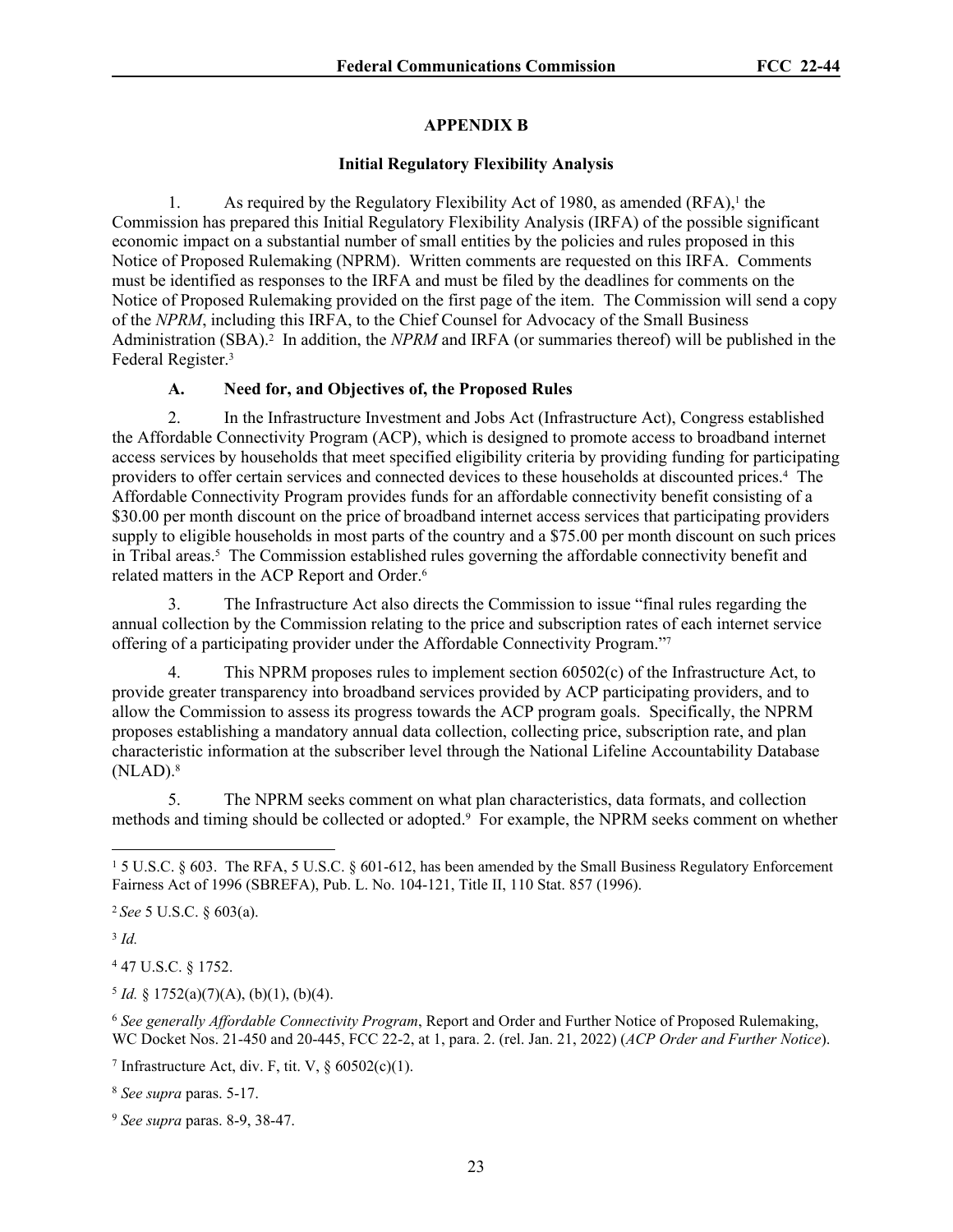## APPENDIX B

### Initial Regulatory Flexibility Analysis

1. As required by the Regulatory Flexibility Act of 1980, as amended (RFA),[1] the Commission has prepared this Initial Regulatory Flexibility Analysis (IRFA) of the possible significant economic impact on a substantial number of small entities by the policies and rules proposed in this Notice of Proposed Rulemaking (NPRM). Written comments are requested on this IRFA. Comments must be identified as responses to the IRFA and must be filed by the deadlines for comments on the Notice of Proposed Rulemaking provided on the first page of the item. The Commission will send a copy of the *NPRM*, including this IRFA, to the Chief Counsel for Advocacy of the Small Business Administration (SBA).[2] In addition, the *NPRM* and IRFA (or summaries thereof) will be published in the Federal Register.[3]

#### A. Need for, and Objectives of, the Proposed Rules

2. In the Infrastructure Investment and Jobs Act (Infrastructure Act), Congress established the Affordable Connectivity Program (ACP), which is designed to promote access to broadband internet access services by households that meet specified eligibility criteria by providing funding for participating providers to offer certain services and connected devices to these households at discounted prices.[4] The Affordable Connectivity Program provides funds for an affordable connectivity benefit consisting of a $30.00 per month discount on the price of broadband internet access services that participating providers supply to eligible households in most parts of the country and a $75.00 per month discount on such prices in Tribal areas.[5] The Commission established rules governing the affordable connectivity benefit and related matters in the ACP Report and Order.[6]

3. The Infrastructure Act also directs the Commission to issue "final rules regarding the annual collection by the Commission relating to the price and subscription rates of each internet service offering of a participating provider under the Affordable Connectivity Program."[7]

4. This NPRM proposes rules to implement section 60502(c) of the Infrastructure Act, to provide greater transparency into broadband services provided by ACP participating providers, and to allow the Commission to assess its progress towards the ACP program goals. Specifically, the NPRM proposes establishing a mandatory annual data collection, collecting price, subscription rate, and plan characteristic information at the subscriber level through the National Lifeline Accountability Database (NLAD).[8]

5. The NPRM seeks comment on what plan characteristics, data formats, and collection methods and timing should be collected or adopted.[9] For example, the NPRM seeks comment on whether

---

[1] 5 U.S.C. § 603. The RFA, 5 U.S.C. § 601-612, has been amended by the Small Business Regulatory Enforcement Fairness Act of 1996 (SBREFA), Pub. L. No. 104-121, Title II, 110 Stat. 857 (1996).

[2] *See* 5 U.S.C. § 603(a).

[3] *Id.*

[4] 47 U.S.C. § 1752.

[5] *Id.* § 1752(a)(7)(A), (b)(1), (b)(4).

[6] *See generally Affordable Connectivity Program*, Report and Order and Further Notice of Proposed Rulemaking, WC Docket Nos. 21-450 and 20-445, FCC 22-2, at 1, para. 2. (rel. Jan. 21, 2022) (*ACP Order and Further Notice*).

[7] Infrastructure Act, div. F, tit. V, § 60502(c)(1).

[8] *See supra* paras. 5-17.

[9] *See supra* paras. 8-9, 38-47.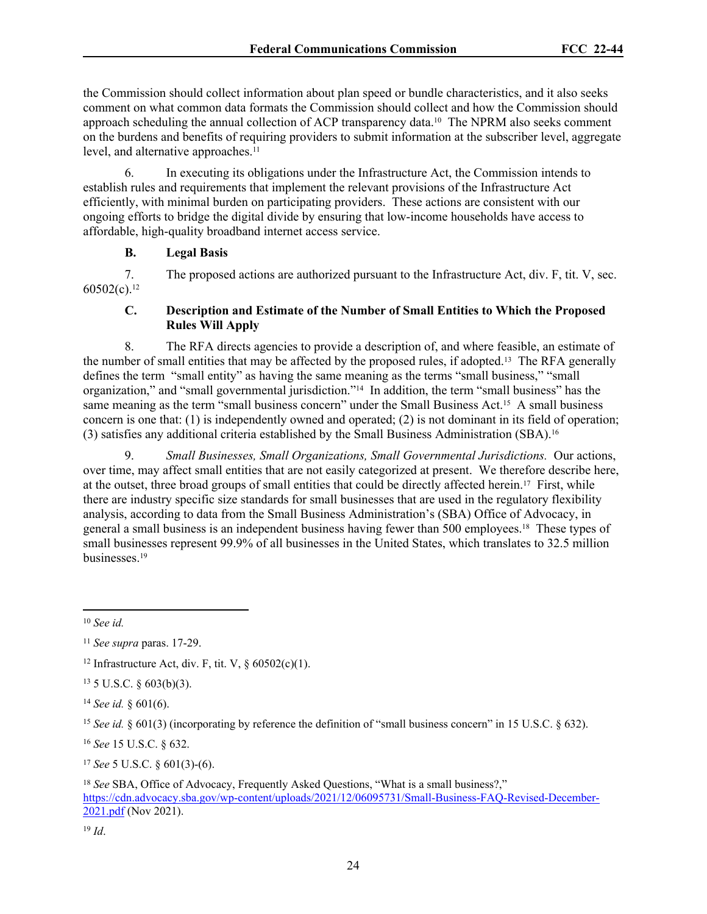the Commission should collect information about plan speed or bundle characteristics, and it also seeks comment on what common data formats the Commission should collect and how the Commission should approach scheduling the annual collection of ACP transparency data.[10] The NPRM also seeks comment on the burdens and benefits of requiring providers to submit information at the subscriber level, aggregate level, and alternative approaches.[11]

6. In executing its obligations under the Infrastructure Act, the Commission intends to establish rules and requirements that implement the relevant provisions of the Infrastructure Act efficiently, with minimal burden on participating providers. These actions are consistent with our ongoing efforts to bridge the digital divide by ensuring that low-income households have access to affordable, high-quality broadband internet access service.

### B. Legal Basis

7. The proposed actions are authorized pursuant to the Infrastructure Act, div. F, tit. V, sec. 60502(c).[12]

### C. Description and Estimate of the Number of Small Entities to Which the Proposed Rules Will Apply

8. The RFA directs agencies to provide a description of, and where feasible, an estimate of the number of small entities that may be affected by the proposed rules, if adopted.[13] The RFA generally defines the term "small entity" as having the same meaning as the terms "small business," "small organization," and "small governmental jurisdiction."[14] In addition, the term "small business" has the same meaning as the term "small business concern" under the Small Business Act.[15] A small business concern is one that: (1) is independently owned and operated; (2) is not dominant in its field of operation; (3) satisfies any additional criteria established by the Small Business Administration (SBA).[16]

9. *Small Businesses, Small Organizations, Small Governmental Jurisdictions.* Our actions, over time, may affect small entities that are not easily categorized at present. We therefore describe here, at the outset, three broad groups of small entities that could be directly affected herein.[17] First, while there are industry specific size standards for small businesses that are used in the regulatory flexibility analysis, according to data from the Small Business Administration's (SBA) Office of Advocacy, in general a small business is an independent business having fewer than 500 employees.[18] These types of small businesses represent 99.9% of all businesses in the United States, which translates to 32.5 million businesses.[19]

---

[10] *See id.*

[11] *See supra* paras. 17-29.

[12] Infrastructure Act, div. F, tit. V, § 60502(c)(1).

[13] 5 U.S.C. § 603(b)(3).

[14] *See id.* § 601(6).

[15] *See id.* § 601(3) (incorporating by reference the definition of "small business concern" in 15 U.S.C. § 632).

[16] *See* 15 U.S.C. § 632.

[17] *See* 5 U.S.C. § 601(3)-(6).

[18] *See* SBA, Office of Advocacy, Frequently Asked Questions, "What is a small business?," https://cdn.advocacy.sba.gov/wp-content/uploads/2021/12/06095731/Small-Business-FAQ-Revised-December-2021.pdf (Nov 2021).

[19] *Id*.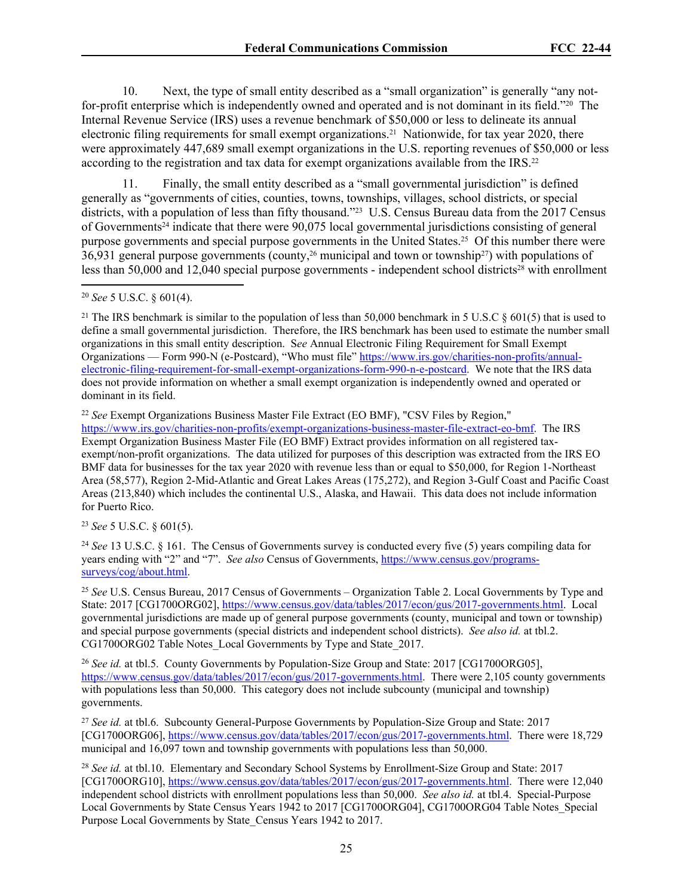10. Next, the type of small entity described as a "small organization" is generally "any not-for-profit enterprise which is independently owned and operated and is not dominant in its field."[20] The Internal Revenue Service (IRS) uses a revenue benchmark of $50,000 or less to delineate its annual electronic filing requirements for small exempt organizations.[21] Nationwide, for tax year 2020, there were approximately 447,689 small exempt organizations in the U.S. reporting revenues of $50,000 or less according to the registration and tax data for exempt organizations available from the IRS.[22]

11. Finally, the small entity described as a "small governmental jurisdiction" is defined generally as "governments of cities, counties, towns, townships, villages, school districts, or special districts, with a population of less than fifty thousand."[23] U.S. Census Bureau data from the 2017 Census of Governments[24] indicate that there were 90,075 local governmental jurisdictions consisting of general purpose governments and special purpose governments in the United States.[25] Of this number there were 36,931 general purpose governments (county,[26] municipal and town or township[27]) with populations of less than 50,000 and 12,040 special purpose governments - independent school districts[28] with enrollment

---

[20] *See* 5 U.S.C. § 601(4).

[21] The IRS benchmark is similar to the population of less than 50,000 benchmark in 5 U.S.C § 601(5) that is used to define a small governmental jurisdiction. Therefore, the IRS benchmark has been used to estimate the number small organizations in this small entity description. S*ee* Annual Electronic Filing Requirement for Small Exempt Organizations — Form 990-N (e-Postcard), "Who must file" https://www.irs.gov/charities-non-profits/annual-electronic-filing-requirement-for-small-exempt-organizations-form-990-n-e-postcard. We note that the IRS data does not provide information on whether a small exempt organization is independently owned and operated or dominant in its field.

[22] *See* Exempt Organizations Business Master File Extract (EO BMF), "CSV Files by Region," https://www.irs.gov/charities-non-profits/exempt-organizations-business-master-file-extract-eo-bmf. The IRS Exempt Organization Business Master File (EO BMF) Extract provides information on all registered tax-exempt/non-profit organizations. The data utilized for purposes of this description was extracted from the IRS EO BMF data for businesses for the tax year 2020 with revenue less than or equal to $50,000, for Region 1-Northeast Area (58,577), Region 2-Mid-Atlantic and Great Lakes Areas (175,272), and Region 3-Gulf Coast and Pacific Coast Areas (213,840) which includes the continental U.S., Alaska, and Hawaii. This data does not include information for Puerto Rico.

[23] *See* 5 U.S.C. § 601(5).

[24] *See* 13 U.S.C. § 161. The Census of Governments survey is conducted every five (5) years compiling data for years ending with "2" and "7". *See also* Census of Governments, https://www.census.gov/programs-surveys/cog/about.html.

[25] *See* U.S. Census Bureau, 2017 Census of Governments – Organization Table 2. Local Governments by Type and State: 2017 [CG1700ORG02], https://www.census.gov/data/tables/2017/econ/gus/2017-governments.html. Local governmental jurisdictions are made up of general purpose governments (county, municipal and town or township) and special purpose governments (special districts and independent school districts). *See also id.* at tbl.2. CG1700ORG02 Table Notes_Local Governments by Type and State_2017.

[26] *See id.* at tbl.5. County Governments by Population-Size Group and State: 2017 [CG1700ORG05], https://www.census.gov/data/tables/2017/econ/gus/2017-governments.html. There were 2,105 county governments with populations less than 50,000. This category does not include subcounty (municipal and township) governments.

[27] *See id.* at tbl.6. Subcounty General-Purpose Governments by Population-Size Group and State: 2017 [CG1700ORG06], https://www.census.gov/data/tables/2017/econ/gus/2017-governments.html. There were 18,729 municipal and 16,097 town and township governments with populations less than 50,000.

[28] *See id.* at tbl.10. Elementary and Secondary School Systems by Enrollment-Size Group and State: 2017 [CG1700ORG10], https://www.census.gov/data/tables/2017/econ/gus/2017-governments.html. There were 12,040 independent school districts with enrollment populations less than 50,000. *See also id.* at tbl.4. Special-Purpose Local Governments by State Census Years 1942 to 2017 [CG1700ORG04], CG1700ORG04 Table Notes_Special Purpose Local Governments by State_Census Years 1942 to 2017.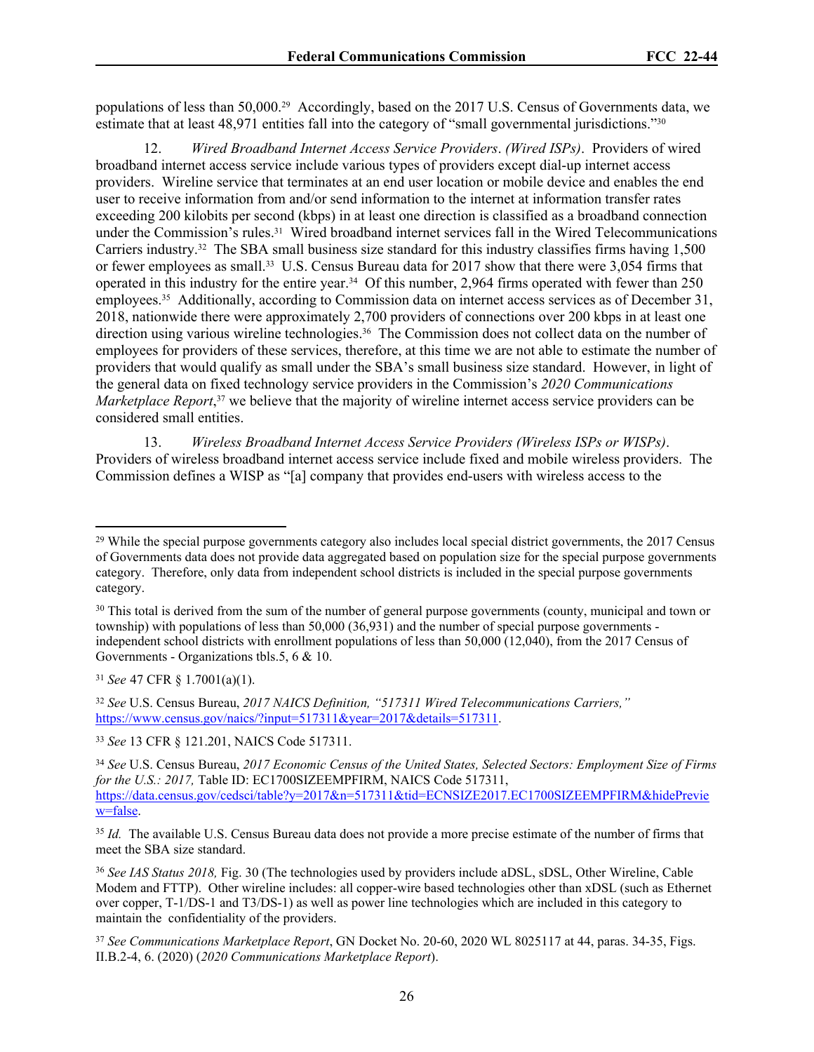populations of less than 50,000.[29] Accordingly, based on the 2017 U.S. Census of Governments data, we estimate that at least 48,971 entities fall into the category of "small governmental jurisdictions."[30]

12. *Wired Broadband Internet Access Service Providers*. *(Wired ISPs)*. Providers of wired broadband internet access service include various types of providers except dial-up internet access providers. Wireline service that terminates at an end user location or mobile device and enables the end user to receive information from and/or send information to the internet at information transfer rates exceeding 200 kilobits per second (kbps) in at least one direction is classified as a broadband connection under the Commission's rules.[31] Wired broadband internet services fall in the Wired Telecommunications Carriers industry.[32] The SBA small business size standard for this industry classifies firms having 1,500 or fewer employees as small.[33] U.S. Census Bureau data for 2017 show that there were 3,054 firms that operated in this industry for the entire year.[34] Of this number, 2,964 firms operated with fewer than 250 employees.[35] Additionally, according to Commission data on internet access services as of December 31, 2018, nationwide there were approximately 2,700 providers of connections over 200 kbps in at least one direction using various wireline technologies.[36] The Commission does not collect data on the number of employees for providers of these services, therefore, at this time we are not able to estimate the number of providers that would qualify as small under the SBA's small business size standard. However, in light of the general data on fixed technology service providers in the Commission's *2020 Communications Marketplace Report*,[37] we believe that the majority of wireline internet access service providers can be considered small entities.

13. *Wireless Broadband Internet Access Service Providers (Wireless ISPs or WISPs)*. Providers of wireless broadband internet access service include fixed and mobile wireless providers. The Commission defines a WISP as "[a] company that provides end-users with wireless access to the

---

[29] While the special purpose governments category also includes local special district governments, the 2017 Census of Governments data does not provide data aggregated based on population size for the special purpose governments category. Therefore, only data from independent school districts is included in the special purpose governments category.

[30] This total is derived from the sum of the number of general purpose governments (county, municipal and town or township) with populations of less than 50,000 (36,931) and the number of special purpose governments - independent school districts with enrollment populations of less than 50,000 (12,040), from the 2017 Census of Governments - Organizations tbls.5, 6 & 10.

[31] *See* 47 CFR § 1.7001(a)(1).

[32] *See* U.S. Census Bureau, *2017 NAICS Definition, "517311 Wired Telecommunications Carriers,"* https://www.census.gov/naics/?input=517311&year=2017&details=517311.

[33] *See* 13 CFR § 121.201, NAICS Code 517311.

[34] *See* U.S. Census Bureau, *2017 Economic Census of the United States, Selected Sectors: Employment Size of Firms for the U.S.: 2017,* Table ID: EC1700SIZEEMPFIRM, NAICS Code 517311, https://data.census.gov/cedsci/table?y=2017&n=517311&tid=ECNSIZE2017.EC1700SIZEEMPFIRM&hidePreview=false.

[35] *Id.* The available U.S. Census Bureau data does not provide a more precise estimate of the number of firms that meet the SBA size standard.

[36] *See IAS Status 2018,* Fig. 30 (The technologies used by providers include aDSL, sDSL, Other Wireline, Cable Modem and FTTP). Other wireline includes: all copper-wire based technologies other than xDSL (such as Ethernet over copper, T-1/DS-1 and T3/DS-1) as well as power line technologies which are included in this category to maintain the confidentiality of the providers.

[37] *See Communications Marketplace Report*, GN Docket No. 20-60, 2020 WL 8025117 at 44, paras. 34-35, Figs. II.B.2-4, 6. (2020) (*2020 Communications Marketplace Report*).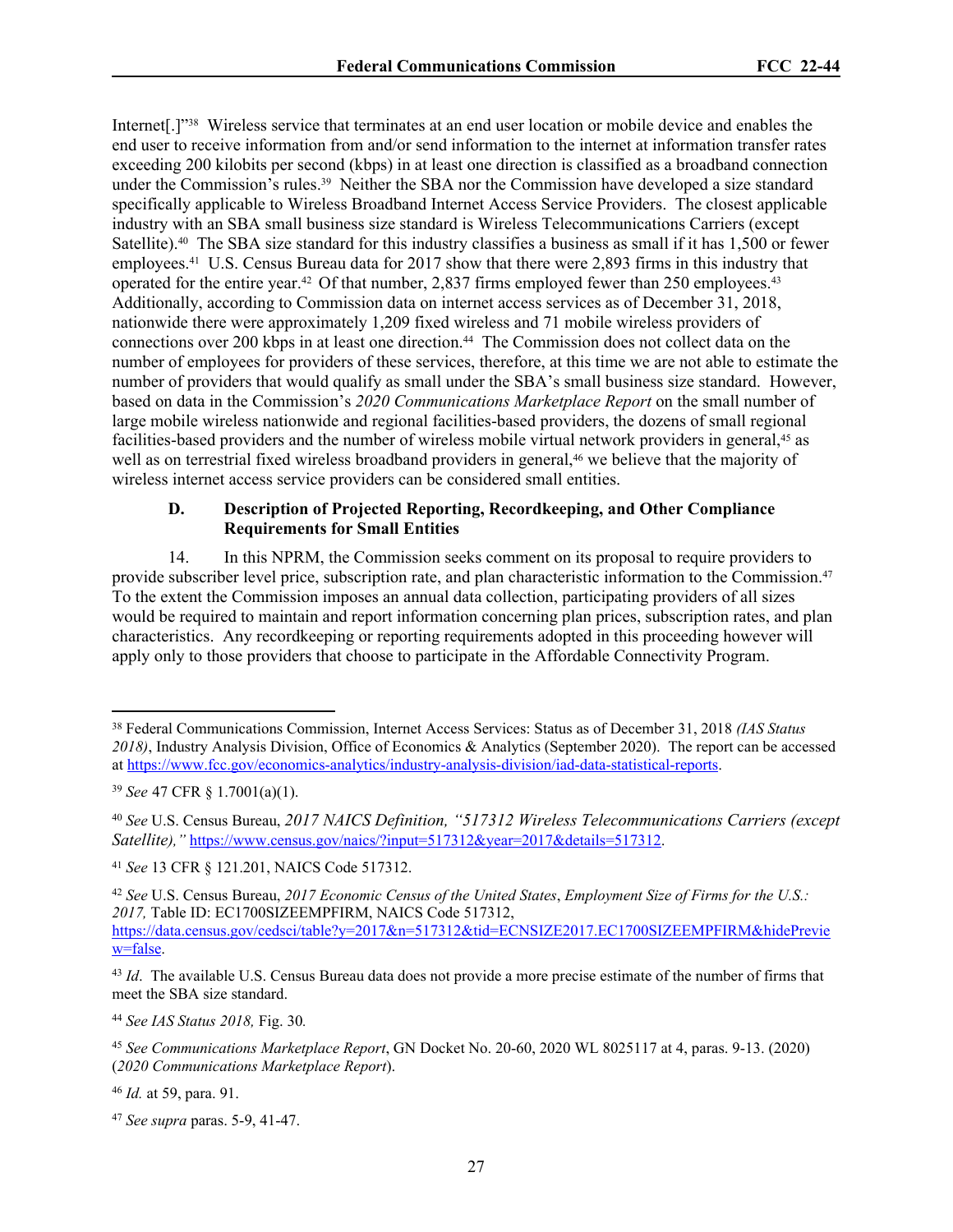Internet[.]"[38] Wireless service that terminates at an end user location or mobile device and enables the end user to receive information from and/or send information to the internet at information transfer rates exceeding 200 kilobits per second (kbps) in at least one direction is classified as a broadband connection under the Commission's rules.[39] Neither the SBA nor the Commission have developed a size standard specifically applicable to Wireless Broadband Internet Access Service Providers. The closest applicable industry with an SBA small business size standard is Wireless Telecommunications Carriers (except Satellite).[40] The SBA size standard for this industry classifies a business as small if it has 1,500 or fewer employees.[41] U.S. Census Bureau data for 2017 show that there were 2,893 firms in this industry that operated for the entire year.[42] Of that number, 2,837 firms employed fewer than 250 employees.[43] Additionally, according to Commission data on internet access services as of December 31, 2018, nationwide there were approximately 1,209 fixed wireless and 71 mobile wireless providers of connections over 200 kbps in at least one direction.[44] The Commission does not collect data on the number of employees for providers of these services, therefore, at this time we are not able to estimate the number of providers that would qualify as small under the SBA's small business size standard. However, based on data in the Commission's *2020 Communications Marketplace Report* on the small number of large mobile wireless nationwide and regional facilities-based providers, the dozens of small regional facilities-based providers and the number of wireless mobile virtual network providers in general,[45] as well as on terrestrial fixed wireless broadband providers in general,[46] we believe that the majority of wireless internet access service providers can be considered small entities.

### D. Description of Projected Reporting, Recordkeeping, and Other Compliance Requirements for Small Entities

14. In this NPRM, the Commission seeks comment on its proposal to require providers to provide subscriber level price, subscription rate, and plan characteristic information to the Commission.[47] To the extent the Commission imposes an annual data collection, participating providers of all sizes would be required to maintain and report information concerning plan prices, subscription rates, and plan characteristics. Any recordkeeping or reporting requirements adopted in this proceeding however will apply only to those providers that choose to participate in the Affordable Connectivity Program.

---

[38] Federal Communications Commission, Internet Access Services: Status as of December 31, 2018 *(IAS Status 2018)*, Industry Analysis Division, Office of Economics & Analytics (September 2020). The report can be accessed at https://www.fcc.gov/economics-analytics/industry-analysis-division/iad-data-statistical-reports.

[39] *See* 47 CFR § 1.7001(a)(1).

[40] *See* U.S. Census Bureau, *2017 NAICS Definition, "517312 Wireless Telecommunications Carriers (except Satellite),"* https://www.census.gov/naics/?input=517312&year=2017&details=517312.

[41] *See* 13 CFR § 121.201, NAICS Code 517312.

[42] *See* U.S. Census Bureau, *2017 Economic Census of the United States*, *Employment Size of Firms for the U.S.: 2017,* Table ID: EC1700SIZEEMPFIRM, NAICS Code 517312, https://data.census.gov/cedsci/table?y=2017&n=517312&tid=ECNSIZE2017.EC1700SIZEEMPFIRM&hidePreview=false.

[43] *Id*. The available U.S. Census Bureau data does not provide a more precise estimate of the number of firms that meet the SBA size standard.

[44] *See IAS Status 2018,* Fig. 30*.*

[45] *See Communications Marketplace Report*, GN Docket No. 20-60, 2020 WL 8025117 at 4, paras. 9-13. (2020) (*2020 Communications Marketplace Report*).

[46] *Id.* at 59, para. 91.

[47] *See supra* paras. 5-9, 41-47.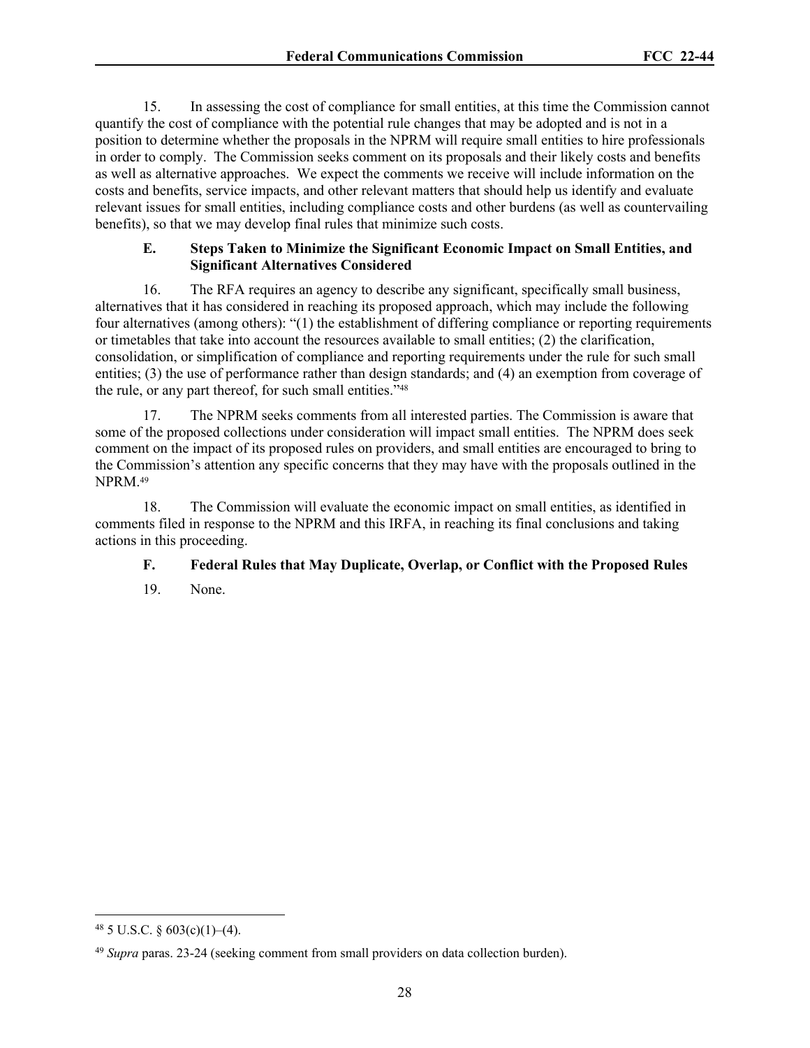15. In assessing the cost of compliance for small entities, at this time the Commission cannot quantify the cost of compliance with the potential rule changes that may be adopted and is not in a position to determine whether the proposals in the NPRM will require small entities to hire professionals in order to comply. The Commission seeks comment on its proposals and their likely costs and benefits as well as alternative approaches. We expect the comments we receive will include information on the costs and benefits, service impacts, and other relevant matters that should help us identify and evaluate relevant issues for small entities, including compliance costs and other burdens (as well as countervailing benefits), so that we may develop final rules that minimize such costs.

### E. Steps Taken to Minimize the Significant Economic Impact on Small Entities, and Significant Alternatives Considered

16. The RFA requires an agency to describe any significant, specifically small business, alternatives that it has considered in reaching its proposed approach, which may include the following four alternatives (among others): "(1) the establishment of differing compliance or reporting requirements or timetables that take into account the resources available to small entities; (2) the clarification, consolidation, or simplification of compliance and reporting requirements under the rule for such small entities; (3) the use of performance rather than design standards; and (4) an exemption from coverage of the rule, or any part thereof, for such small entities."[48]

17. The NPRM seeks comments from all interested parties. The Commission is aware that some of the proposed collections under consideration will impact small entities. The NPRM does seek comment on the impact of its proposed rules on providers, and small entities are encouraged to bring to the Commission's attention any specific concerns that they may have with the proposals outlined in the NPRM.[49]

18. The Commission will evaluate the economic impact on small entities, as identified in comments filed in response to the NPRM and this IRFA, in reaching its final conclusions and taking actions in this proceeding.

### F. Federal Rules that May Duplicate, Overlap, or Conflict with the Proposed Rules

19. None.

---

[48] 5 U.S.C. § 603(c)(1)–(4).

[49] *Supra* paras. 23-24 (seeking comment from small providers on data collection burden).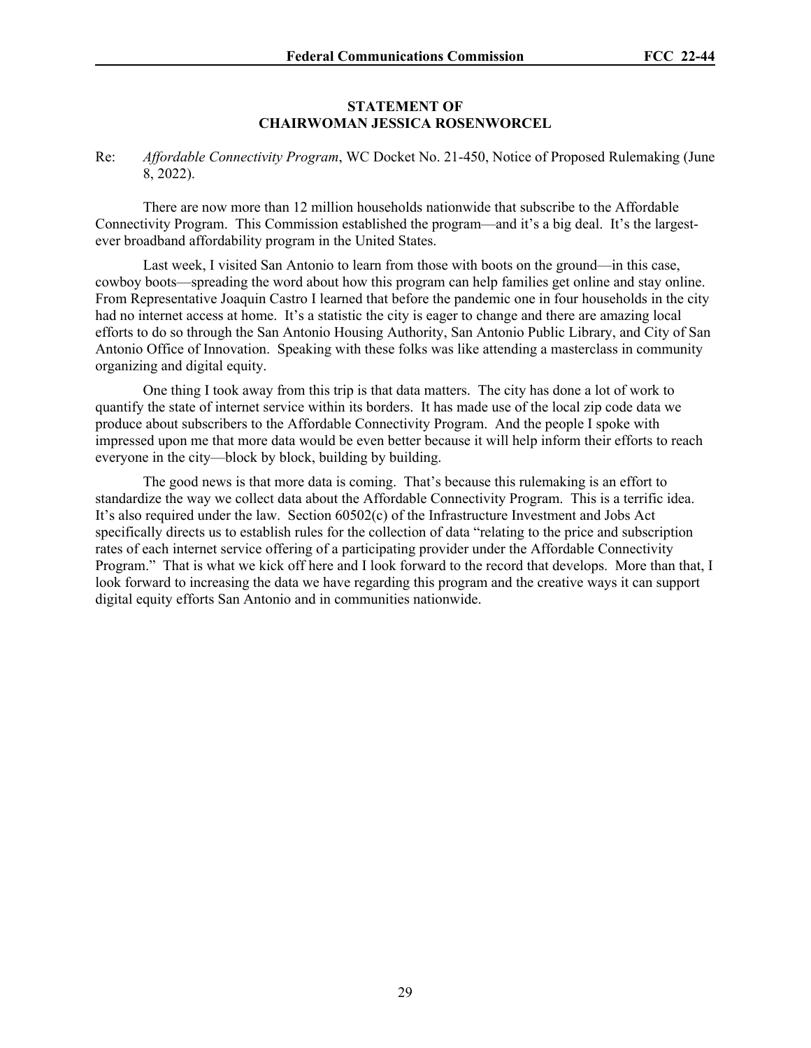**STATEMENT OF**
**CHAIRWOMAN JESSICA ROSENWORCEL**

Re: *Affordable Connectivity Program*, WC Docket No. 21-450, Notice of Proposed Rulemaking (June 8, 2022).

There are now more than 12 million households nationwide that subscribe to the Affordable Connectivity Program. This Commission established the program—and it's a big deal. It's the largest-ever broadband affordability program in the United States.

Last week, I visited San Antonio to learn from those with boots on the ground—in this case, cowboy boots—spreading the word about how this program can help families get online and stay online. From Representative Joaquin Castro I learned that before the pandemic one in four households in the city had no internet access at home. It's a statistic the city is eager to change and there are amazing local efforts to do so through the San Antonio Housing Authority, San Antonio Public Library, and City of San Antonio Office of Innovation. Speaking with these folks was like attending a masterclass in community organizing and digital equity.

One thing I took away from this trip is that data matters. The city has done a lot of work to quantify the state of internet service within its borders. It has made use of the local zip code data we produce about subscribers to the Affordable Connectivity Program. And the people I spoke with impressed upon me that more data would be even better because it will help inform their efforts to reach everyone in the city—block by block, building by building.

The good news is that more data is coming. That's because this rulemaking is an effort to standardize the way we collect data about the Affordable Connectivity Program. This is a terrific idea. It's also required under the law. Section 60502(c) of the Infrastructure Investment and Jobs Act specifically directs us to establish rules for the collection of data "relating to the price and subscription rates of each internet service offering of a participating provider under the Affordable Connectivity Program." That is what we kick off here and I look forward to the record that develops. More than that, I look forward to increasing the data we have regarding this program and the creative ways it can support digital equity efforts San Antonio and in communities nationwide.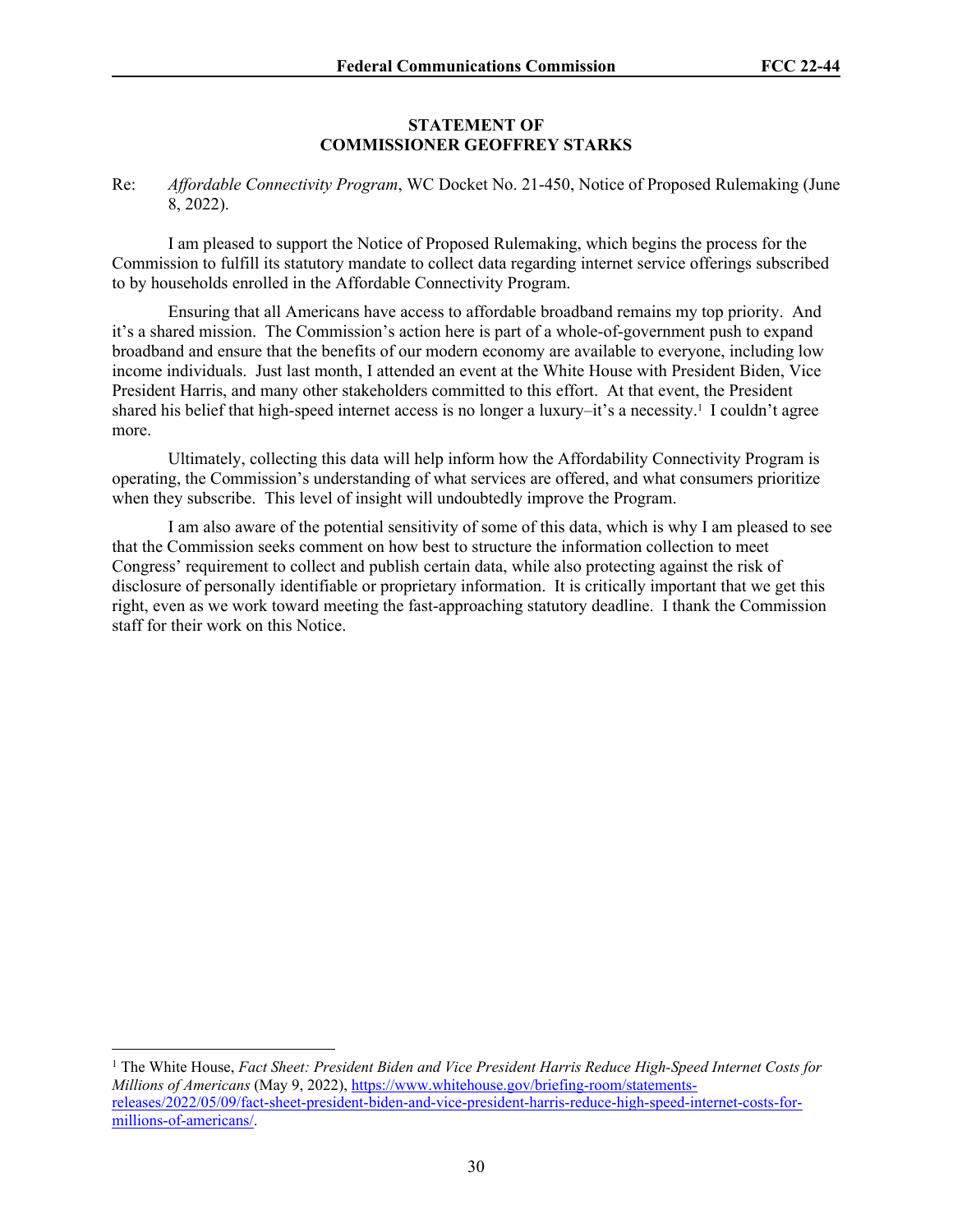**STATEMENT OF**
**COMMISSIONER GEOFFREY STARKS**

Re: *Affordable Connectivity Program*, WC Docket No. 21-450, Notice of Proposed Rulemaking (June 8, 2022).

I am pleased to support the Notice of Proposed Rulemaking, which begins the process for the Commission to fulfill its statutory mandate to collect data regarding internet service offerings subscribed to by households enrolled in the Affordable Connectivity Program.

Ensuring that all Americans have access to affordable broadband remains my top priority. And it's a shared mission. The Commission's action here is part of a whole-of-government push to expand broadband and ensure that the benefits of our modern economy are available to everyone, including low income individuals. Just last month, I attended an event at the White House with President Biden, Vice President Harris, and many other stakeholders committed to this effort. At that event, the President shared his belief that high-speed internet access is no longer a luxury–it's a necessity.[1] I couldn't agree more.

Ultimately, collecting this data will help inform how the Affordability Connectivity Program is operating, the Commission's understanding of what services are offered, and what consumers prioritize when they subscribe. This level of insight will undoubtedly improve the Program.

I am also aware of the potential sensitivity of some of this data, which is why I am pleased to see that the Commission seeks comment on how best to structure the information collection to meet Congress' requirement to collect and publish certain data, while also protecting against the risk of disclosure of personally identifiable or proprietary information. It is critically important that we get this right, even as we work toward meeting the fast-approaching statutory deadline. I thank the Commission staff for their work on this Notice.

---

[1] The White House, *Fact Sheet: President Biden and Vice President Harris Reduce High-Speed Internet Costs for Millions of Americans* (May 9, 2022), https://www.whitehouse.gov/briefing-room/statements-releases/2022/05/09/fact-sheet-president-biden-and-vice-president-harris-reduce-high-speed-internet-costs-for-millions-of-americans/.